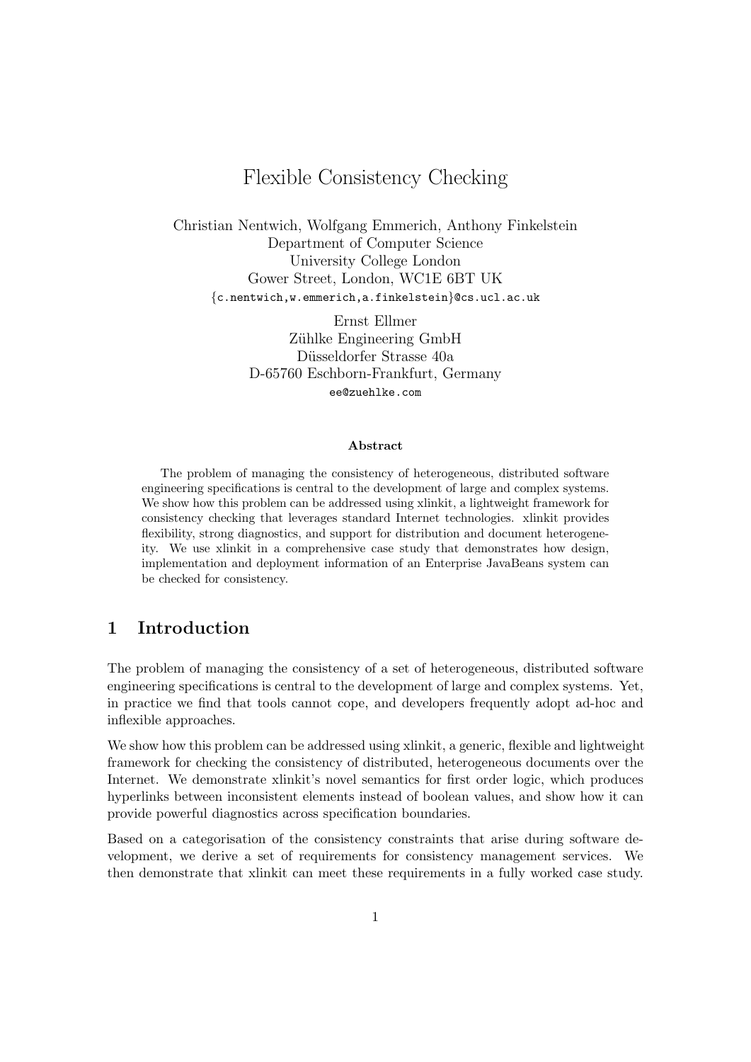# Flexible Consistency Checking

Christian Nentwich, Wolfgang Emmerich, Anthony Finkelstein
Department of Computer Science
University College London
Gower Street, London, WC1E 6BT UK
{c.nentwich,w.emmerich,a.finkelstein}@cs.ucl.ac.uk

Ernst Ellmer
Zühlke Engineering GmbH
Düsseldorfer Strasse 40a
D-65760 Eschborn-Frankfurt, Germany
ee@zuehlke.com

**Abstract**

The problem of managing the consistency of heterogeneous, distributed software engineering specifications is central to the development of large and complex systems. We show how this problem can be addressed using xlinkit, a lightweight framework for consistency checking that leverages standard Internet technologies. xlinkit provides flexibility, strong diagnostics, and support for distribution and document heterogeneity. We use xlinkit in a comprehensive case study that demonstrates how design, implementation and deployment information of an Enterprise JavaBeans system can be checked for consistency.

## 1 Introduction

The problem of managing the consistency of a set of heterogeneous, distributed software engineering specifications is central to the development of large and complex systems. Yet, in practice we find that tools cannot cope, and developers frequently adopt ad-hoc and inflexible approaches.

We show how this problem can be addressed using xlinkit, a generic, flexible and lightweight framework for checking the consistency of distributed, heterogeneous documents over the Internet. We demonstrate xlinkit's novel semantics for first order logic, which produces hyperlinks between inconsistent elements instead of boolean values, and show how it can provide powerful diagnostics across specification boundaries.

Based on a categorisation of the consistency constraints that arise during software development, we derive a set of requirements for consistency management services. We then demonstrate that xlinkit can meet these requirements in a fully worked case study.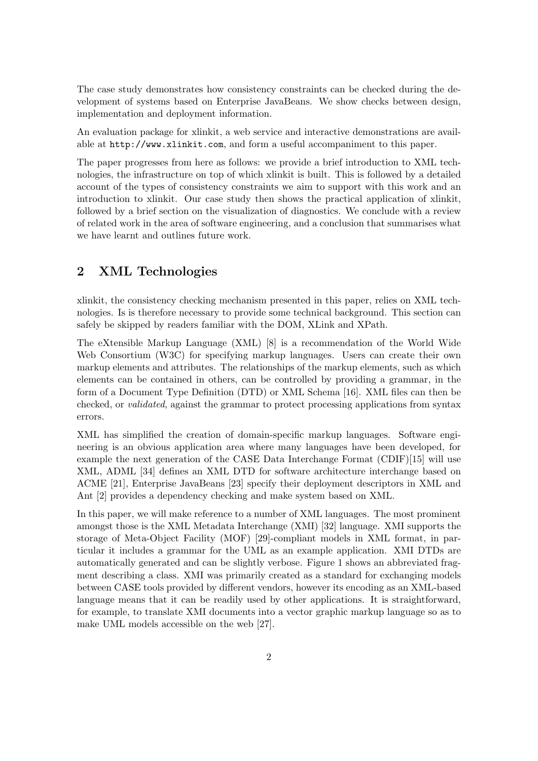The case study demonstrates how consistency constraints can be checked during the development of systems based on Enterprise JavaBeans. We show checks between design, implementation and deployment information.

An evaluation package for xlinkit, a web service and interactive demonstrations are available at `http://www.xlinkit.com`, and form a useful accompaniment to this paper.

The paper progresses from here as follows: we provide a brief introduction to XML technologies, the infrastructure on top of which xlinkit is built. This is followed by a detailed account of the types of consistency constraints we aim to support with this work and an introduction to xlinkit. Our case study then shows the practical application of xlinkit, followed by a brief section on the visualization of diagnostics. We conclude with a review of related work in the area of software engineering, and a conclusion that summarises what we have learnt and outlines future work.

## 2 XML Technologies

xlinkit, the consistency checking mechanism presented in this paper, relies on XML technologies. Is is therefore necessary to provide some technical background. This section can safely be skipped by readers familiar with the DOM, XLink and XPath.

The eXtensible Markup Language (XML) [8] is a recommendation of the World Wide Web Consortium (W3C) for specifying markup languages. Users can create their own markup elements and attributes. The relationships of the markup elements, such as which elements can be contained in others, can be controlled by providing a grammar, in the form of a Document Type Definition (DTD) or XML Schema [16]. XML files can then be checked, or *validated*, against the grammar to protect processing applications from syntax errors.

XML has simplified the creation of domain-specific markup languages. Software engineering is an obvious application area where many languages have been developed, for example the next generation of the CASE Data Interchange Format (CDIF)[15] will use XML, ADML [34] defines an XML DTD for software architecture interchange based on ACME [21], Enterprise JavaBeans [23] specify their deployment descriptors in XML and Ant [2] provides a dependency checking and make system based on XML.

In this paper, we will make reference to a number of XML languages. The most prominent amongst those is the XML Metadata Interchange (XMI) [32] language. XMI supports the storage of Meta-Object Facility (MOF) [29]-compliant models in XML format, in particular it includes a grammar for the UML as an example application. XMI DTDs are automatically generated and can be slightly verbose. Figure 1 shows an abbreviated fragment describing a class. XMI was primarily created as a standard for exchanging models between CASE tools provided by different vendors, however its encoding as an XML-based language means that it can be readily used by other applications. It is straightforward, for example, to translate XMI documents into a vector graphic markup language so as to make UML models accessible on the web [27].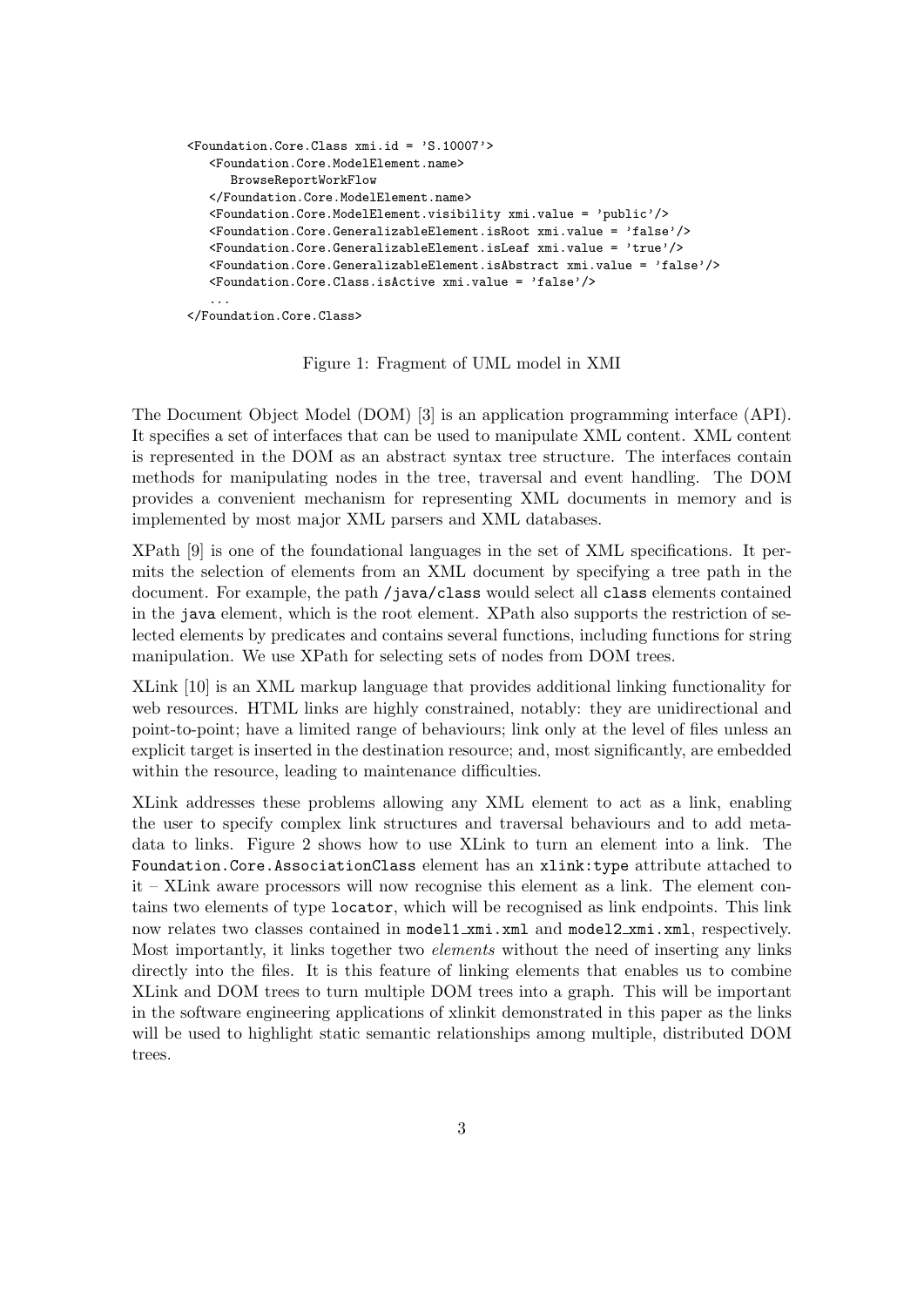```
<Foundation.Core.Class xmi.id = 'S.10007'>
   <Foundation.Core.ModelElement.name>
      BrowseReportWorkFlow
   </Foundation.Core.ModelElement.name>
   <Foundation.Core.ModelElement.visibility xmi.value = 'public'/>
   <Foundation.Core.GeneralizableElement.isRoot xmi.value = 'false'/>
   <Foundation.Core.GeneralizableElement.isLeaf xmi.value = 'true'/>
   <Foundation.Core.GeneralizableElement.isAbstract xmi.value = 'false'/>
   <Foundation.Core.Class.isActive xmi.value = 'false'/>
   ...
</Foundation.Core.Class>
```

Figure 1: Fragment of UML model in XMI

The Document Object Model (DOM) [3] is an application programming interface (API). It specifies a set of interfaces that can be used to manipulate XML content. XML content is represented in the DOM as an abstract syntax tree structure. The interfaces contain methods for manipulating nodes in the tree, traversal and event handling. The DOM provides a convenient mechanism for representing XML documents in memory and is implemented by most major XML parsers and XML databases.

XPath [9] is one of the foundational languages in the set of XML specifications. It permits the selection of elements from an XML document by specifying a tree path in the document. For example, the path `/java/class` would select all `class` elements contained in the `java` element, which is the root element. XPath also supports the restriction of selected elements by predicates and contains several functions, including functions for string manipulation. We use XPath for selecting sets of nodes from DOM trees.

XLink [10] is an XML markup language that provides additional linking functionality for web resources. HTML links are highly constrained, notably: they are unidirectional and point-to-point; have a limited range of behaviours; link only at the level of files unless an explicit target is inserted in the destination resource; and, most significantly, are embedded within the resource, leading to maintenance difficulties.

XLink addresses these problems allowing any XML element to act as a link, enabling the user to specify complex link structures and traversal behaviours and to add metadata to links. Figure 2 shows how to use XLink to turn an element into a link. The `Foundation.Core.AssociationClass` element has an `xlink:type` attribute attached to it – XLink aware processors will now recognise this element as a link. The element contains two elements of type `locator`, which will be recognised as link endpoints. This link now relates two classes contained in `model1_xmi.xml` and `model2_xmi.xml`, respectively. Most importantly, it links together two *elements* without the need of inserting any links directly into the files. It is this feature of linking elements that enables us to combine XLink and DOM trees to turn multiple DOM trees into a graph. This will be important in the software engineering applications of xlinkit demonstrated in this paper as the links will be used to highlight static semantic relationships among multiple, distributed DOM trees.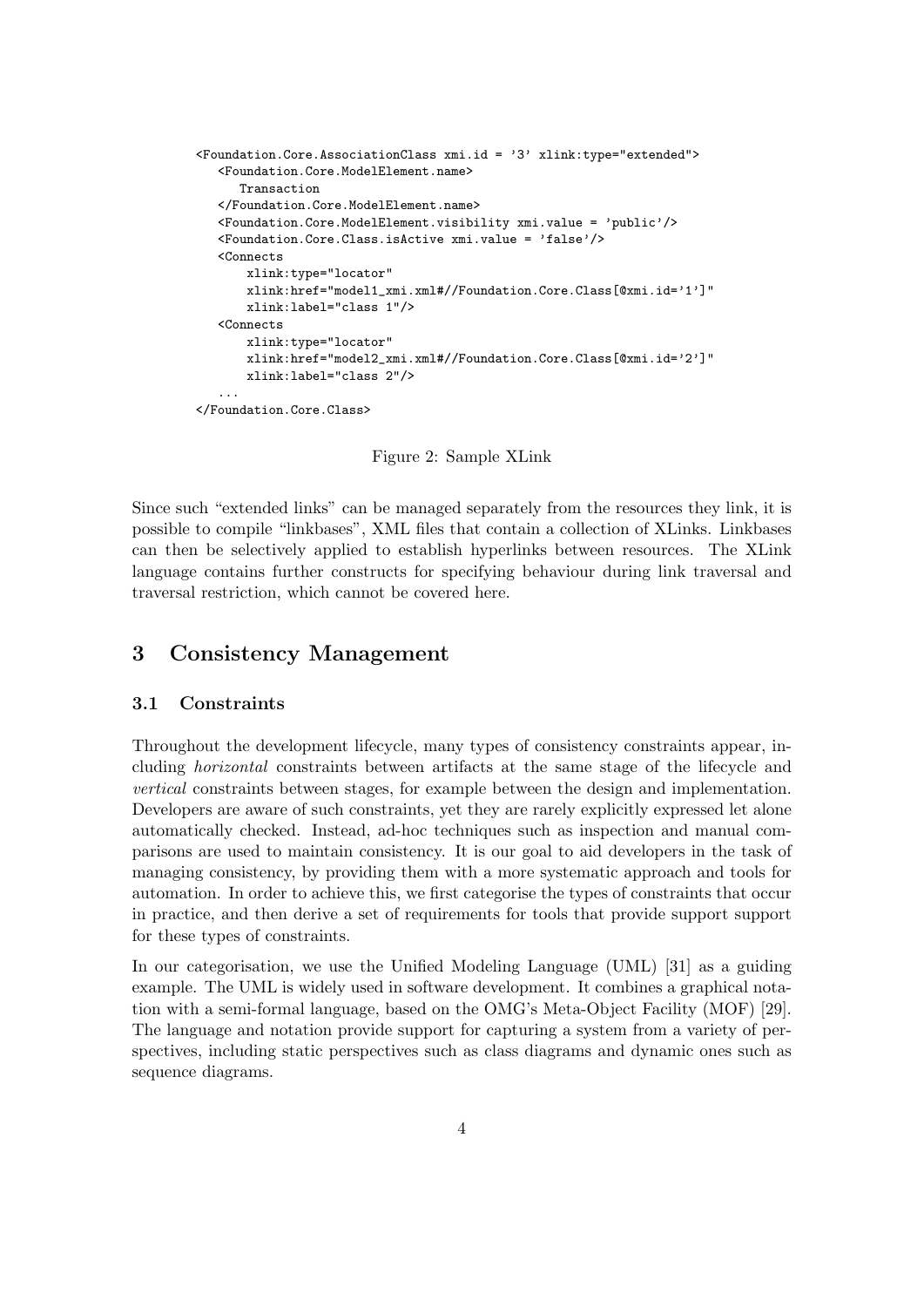```
<Foundation.Core.AssociationClass xmi.id = '3' xlink:type="extended">
   <Foundation.Core.ModelElement.name>
      Transaction
   </Foundation.Core.ModelElement.name>
   <Foundation.Core.ModelElement.visibility xmi.value = 'public'/>
   <Foundation.Core.Class.isActive xmi.value = 'false'/>
   <Connects
       xlink:type="locator"
       xlink:href="model1_xmi.xml#//Foundation.Core.Class[@xmi.id='1']"
       xlink:label="class 1"/>
   <Connects
       xlink:type="locator"
       xlink:href="model2_xmi.xml#//Foundation.Core.Class[@xmi.id='2']"
       xlink:label="class 2"/>
   ...
</Foundation.Core.Class>
```

Figure 2: Sample XLink

Since such "extended links" can be managed separately from the resources they link, it is possible to compile "linkbases", XML files that contain a collection of XLinks. Linkbases can then be selectively applied to establish hyperlinks between resources. The XLink language contains further constructs for specifying behaviour during link traversal and traversal restriction, which cannot be covered here.

## 3 Consistency Management

### 3.1 Constraints

Throughout the development lifecycle, many types of consistency constraints appear, including *horizontal* constraints between artifacts at the same stage of the lifecycle and *vertical* constraints between stages, for example between the design and implementation. Developers are aware of such constraints, yet they are rarely explicitly expressed let alone automatically checked. Instead, ad-hoc techniques such as inspection and manual comparisons are used to maintain consistency. It is our goal to aid developers in the task of managing consistency, by providing them with a more systematic approach and tools for automation. In order to achieve this, we first categorise the types of constraints that occur in practice, and then derive a set of requirements for tools that provide support support for these types of constraints.

In our categorisation, we use the Unified Modeling Language (UML) [31] as a guiding example. The UML is widely used in software development. It combines a graphical notation with a semi-formal language, based on the OMG's Meta-Object Facility (MOF) [29]. The language and notation provide support for capturing a system from a variety of perspectives, including static perspectives such as class diagrams and dynamic ones such as sequence diagrams.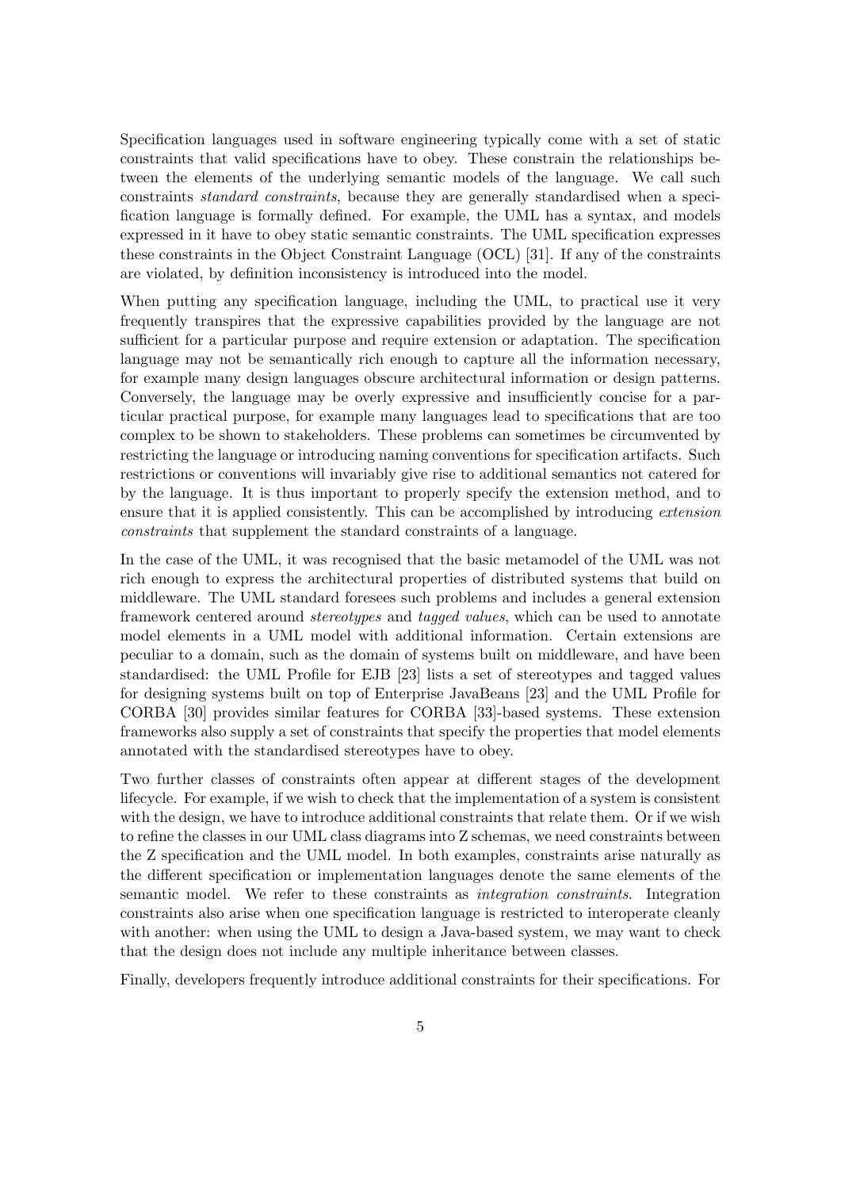Specification languages used in software engineering typically come with a set of static constraints that valid specifications have to obey. These constrain the relationships between the elements of the underlying semantic models of the language. We call such constraints *standard constraints*, because they are generally standardised when a specification language is formally defined. For example, the UML has a syntax, and models expressed in it have to obey static semantic constraints. The UML specification expresses these constraints in the Object Constraint Language (OCL) [31]. If any of the constraints are violated, by definition inconsistency is introduced into the model.

When putting any specification language, including the UML, to practical use it very frequently transpires that the expressive capabilities provided by the language are not sufficient for a particular purpose and require extension or adaptation. The specification language may not be semantically rich enough to capture all the information necessary, for example many design languages obscure architectural information or design patterns. Conversely, the language may be overly expressive and insufficiently concise for a particular practical purpose, for example many languages lead to specifications that are too complex to be shown to stakeholders. These problems can sometimes be circumvented by restricting the language or introducing naming conventions for specification artifacts. Such restrictions or conventions will invariably give rise to additional semantics not catered for by the language. It is thus important to properly specify the extension method, and to ensure that it is applied consistently. This can be accomplished by introducing *extension constraints* that supplement the standard constraints of a language.

In the case of the UML, it was recognised that the basic metamodel of the UML was not rich enough to express the architectural properties of distributed systems that build on middleware. The UML standard foresees such problems and includes a general extension framework centered around *stereotypes* and *tagged values*, which can be used to annotate model elements in a UML model with additional information. Certain extensions are peculiar to a domain, such as the domain of systems built on middleware, and have been standardised: the UML Profile for EJB [23] lists a set of stereotypes and tagged values for designing systems built on top of Enterprise JavaBeans [23] and the UML Profile for CORBA [30] provides similar features for CORBA [33]-based systems. These extension frameworks also supply a set of constraints that specify the properties that model elements annotated with the standardised stereotypes have to obey.

Two further classes of constraints often appear at different stages of the development lifecycle. For example, if we wish to check that the implementation of a system is consistent with the design, we have to introduce additional constraints that relate them. Or if we wish to refine the classes in our UML class diagrams into Z schemas, we need constraints between the Z specification and the UML model. In both examples, constraints arise naturally as the different specification or implementation languages denote the same elements of the semantic model. We refer to these constraints as *integration constraints*. Integration constraints also arise when one specification language is restricted to interoperate cleanly with another: when using the UML to design a Java-based system, we may want to check that the design does not include any multiple inheritance between classes.

Finally, developers frequently introduce additional constraints for their specifications. For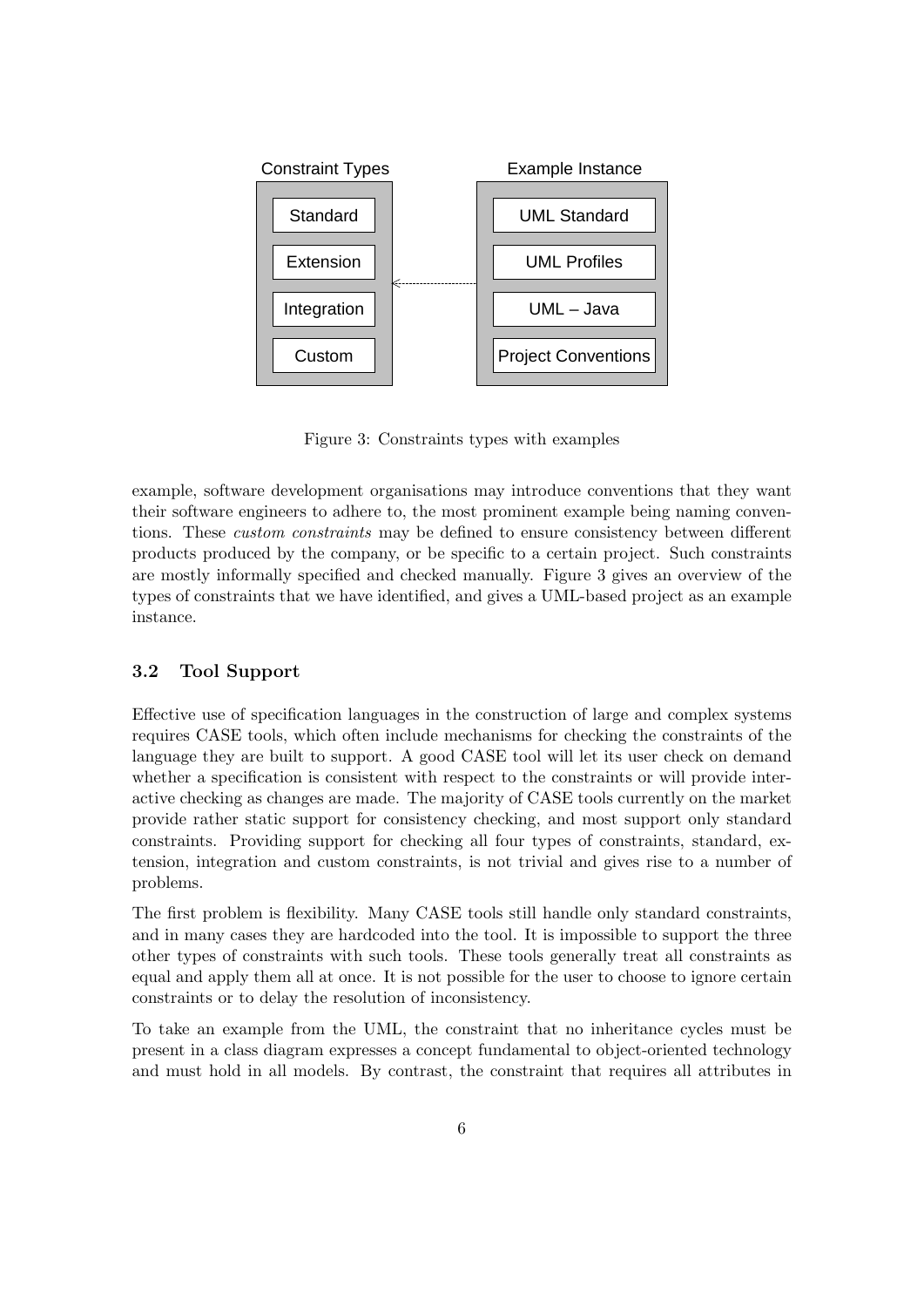Constraint Types

- Standard
- Extension
- Integration
- Custom

Example Instance

- UML Standard
- UML Profiles
- UML – Java
- Project Conventions

Figure 3: Constraints types with examples

example, software development organisations may introduce conventions that they want their software engineers to adhere to, the most prominent example being naming conventions. These *custom constraints* may be defined to ensure consistency between different products produced by the company, or be specific to a certain project. Such constraints are mostly informally specified and checked manually. Figure 3 gives an overview of the types of constraints that we have identified, and gives a UML-based project as an example instance.

### 3.2 Tool Support

Effective use of specification languages in the construction of large and complex systems requires CASE tools, which often include mechanisms for checking the constraints of the language they are built to support. A good CASE tool will let its user check on demand whether a specification is consistent with respect to the constraints or will provide interactive checking as changes are made. The majority of CASE tools currently on the market provide rather static support for consistency checking, and most support only standard constraints. Providing support for checking all four types of constraints, standard, extension, integration and custom constraints, is not trivial and gives rise to a number of problems.

The first problem is flexibility. Many CASE tools still handle only standard constraints, and in many cases they are hardcoded into the tool. It is impossible to support the three other types of constraints with such tools. These tools generally treat all constraints as equal and apply them all at once. It is not possible for the user to choose to ignore certain constraints or to delay the resolution of inconsistency.

To take an example from the UML, the constraint that no inheritance cycles must be present in a class diagram expresses a concept fundamental to object-oriented technology and must hold in all models. By contrast, the constraint that requires all attributes in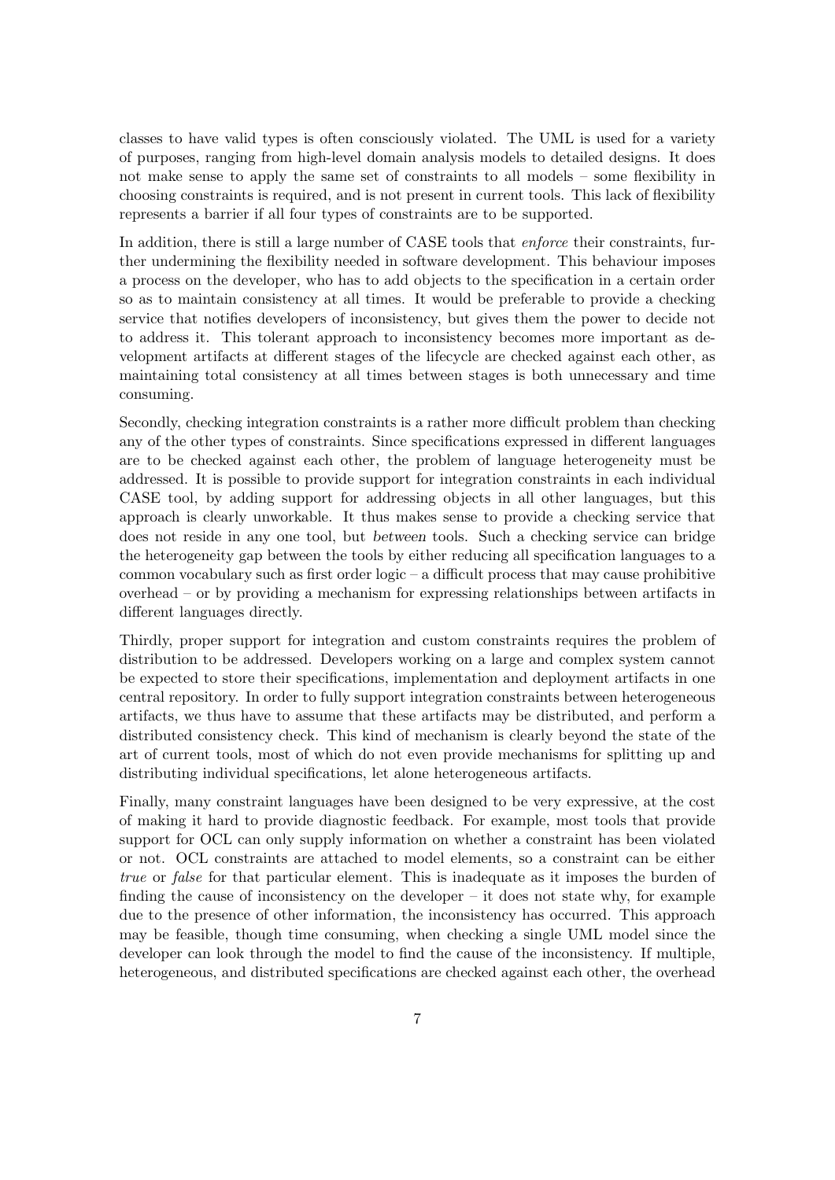classes to have valid types is often consciously violated. The UML is used for a variety of purposes, ranging from high-level domain analysis models to detailed designs. It does not make sense to apply the same set of constraints to all models – some flexibility in choosing constraints is required, and is not present in current tools. This lack of flexibility represents a barrier if all four types of constraints are to be supported.

In addition, there is still a large number of CASE tools that *enforce* their constraints, further undermining the flexibility needed in software development. This behaviour imposes a process on the developer, who has to add objects to the specification in a certain order so as to maintain consistency at all times. It would be preferable to provide a checking service that notifies developers of inconsistency, but gives them the power to decide not to address it. This tolerant approach to inconsistency becomes more important as development artifacts at different stages of the lifecycle are checked against each other, as maintaining total consistency at all times between stages is both unnecessary and time consuming.

Secondly, checking integration constraints is a rather more difficult problem than checking any of the other types of constraints. Since specifications expressed in different languages are to be checked against each other, the problem of language heterogeneity must be addressed. It is possible to provide support for integration constraints in each individual CASE tool, by adding support for addressing objects in all other languages, but this approach is clearly unworkable. It thus makes sense to provide a checking service that does not reside in any one tool, but *between* tools. Such a checking service can bridge the heterogeneity gap between the tools by either reducing all specification languages to a common vocabulary such as first order logic – a difficult process that may cause prohibitive overhead – or by providing a mechanism for expressing relationships between artifacts in different languages directly.

Thirdly, proper support for integration and custom constraints requires the problem of distribution to be addressed. Developers working on a large and complex system cannot be expected to store their specifications, implementation and deployment artifacts in one central repository. In order to fully support integration constraints between heterogeneous artifacts, we thus have to assume that these artifacts may be distributed, and perform a distributed consistency check. This kind of mechanism is clearly beyond the state of the art of current tools, most of which do not even provide mechanisms for splitting up and distributing individual specifications, let alone heterogeneous artifacts.

Finally, many constraint languages have been designed to be very expressive, at the cost of making it hard to provide diagnostic feedback. For example, most tools that provide support for OCL can only supply information on whether a constraint has been violated or not. OCL constraints are attached to model elements, so a constraint can be either *true* or *false* for that particular element. This is inadequate as it imposes the burden of finding the cause of inconsistency on the developer – it does not state why, for example due to the presence of other information, the inconsistency has occurred. This approach may be feasible, though time consuming, when checking a single UML model since the developer can look through the model to find the cause of the inconsistency. If multiple, heterogeneous, and distributed specifications are checked against each other, the overhead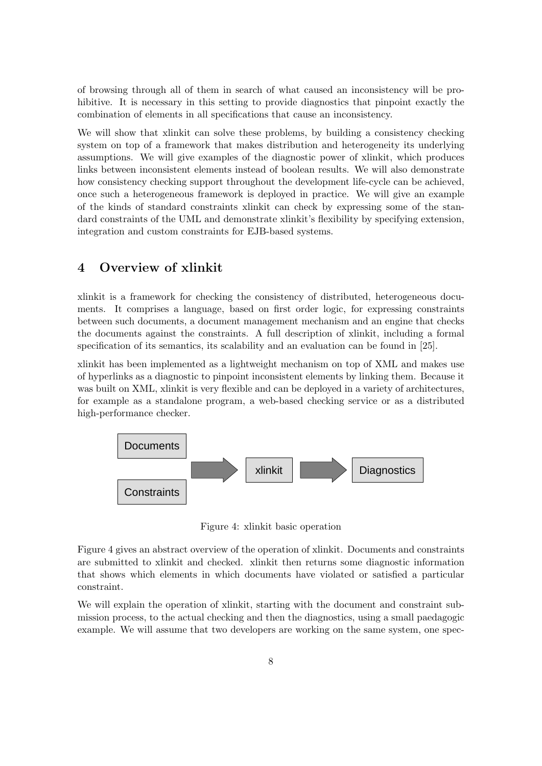of browsing through all of them in search of what caused an inconsistency will be prohibitive. It is necessary in this setting to provide diagnostics that pinpoint exactly the combination of elements in all specifications that cause an inconsistency.

We will show that xlinkit can solve these problems, by building a consistency checking system on top of a framework that makes distribution and heterogeneity its underlying assumptions. We will give examples of the diagnostic power of xlinkit, which produces links between inconsistent elements instead of boolean results. We will also demonstrate how consistency checking support throughout the development life-cycle can be achieved, once such a heterogeneous framework is deployed in practice. We will give an example of the kinds of standard constraints xlinkit can check by expressing some of the standard constraints of the UML and demonstrate xlinkit's flexibility by specifying extension, integration and custom constraints for EJB-based systems.

## 4 Overview of xlinkit

xlinkit is a framework for checking the consistency of distributed, heterogeneous documents. It comprises a language, based on first order logic, for expressing constraints between such documents, a document management mechanism and an engine that checks the documents against the constraints. A full description of xlinkit, including a formal specification of its semantics, its scalability and an evaluation can be found in [25].

xlinkit has been implemented as a lightweight mechanism on top of XML and makes use of hyperlinks as a diagnostic to pinpoint inconsistent elements by linking them. Because it was built on XML, xlinkit is very flexible and can be deployed in a variety of architectures, for example as a standalone program, a web-based checking service or as a distributed high-performance checker.

Documents / Constraints → xlinkit → Diagnostics

Figure 4: xlinkit basic operation

Figure 4 gives an abstract overview of the operation of xlinkit. Documents and constraints are submitted to xlinkit and checked. xlinkit then returns some diagnostic information that shows which elements in which documents have violated or satisfied a particular constraint.

We will explain the operation of xlinkit, starting with the document and constraint submission process, to the actual checking and then the diagnostics, using a small paedagogic example. We will assume that two developers are working on the same system, one spec-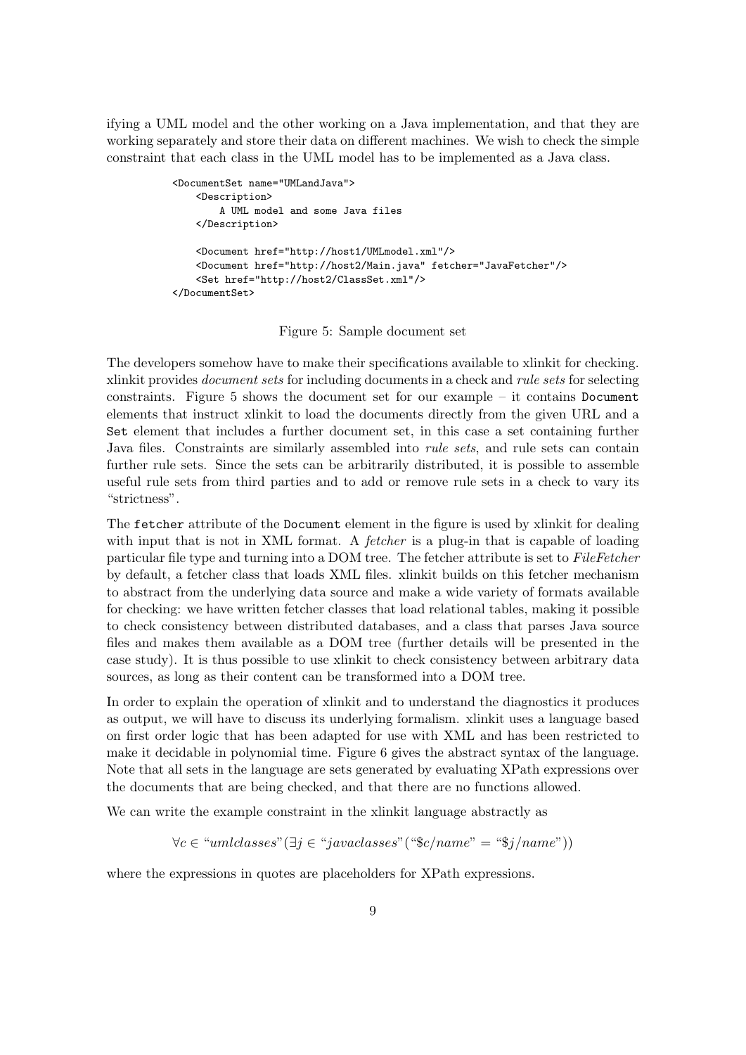ifying a UML model and the other working on a Java implementation, and that they are working separately and store their data on different machines. We wish to check the simple constraint that each class in the UML model has to be implemented as a Java class.

```
<DocumentSet name="UMLandJava">
    <Description>
        A UML model and some Java files
    </Description>

    <Document href="http://host1/UMLmodel.xml"/>
    <Document href="http://host2/Main.java" fetcher="JavaFetcher"/>
    <Set href="http://host2/ClassSet.xml"/>
</DocumentSet>
```

Figure 5: Sample document set

The developers somehow have to make their specifications available to xlinkit for checking. xlinkit provides *document sets* for including documents in a check and *rule sets* for selecting constraints. Figure 5 shows the document set for our example – it contains `Document` elements that instruct xlinkit to load the documents directly from the given URL and a `Set` element that includes a further document set, in this case a set containing further Java files. Constraints are similarly assembled into *rule sets*, and rule sets can contain further rule sets. Since the sets can be arbitrarily distributed, it is possible to assemble useful rule sets from third parties and to add or remove rule sets in a check to vary its "strictness".

The `fetcher` attribute of the `Document` element in the figure is used by xlinkit for dealing with input that is not in XML format. A *fetcher* is a plug-in that is capable of loading particular file type and turning into a DOM tree. The fetcher attribute is set to *FileFetcher* by default, a fetcher class that loads XML files. xlinkit builds on this fetcher mechanism to abstract from the underlying data source and make a wide variety of formats available for checking: we have written fetcher classes that load relational tables, making it possible to check consistency between distributed databases, and a class that parses Java source files and makes them available as a DOM tree (further details will be presented in the case study). It is thus possible to use xlinkit to check consistency between arbitrary data sources, as long as their content can be transformed into a DOM tree.

In order to explain the operation of xlinkit and to understand the diagnostics it produces as output, we will have to discuss its underlying formalism. xlinkit uses a language based on first order logic that has been adapted for use with XML and has been restricted to make it decidable in polynomial time. Figure 6 gives the abstract syntax of the language. Note that all sets in the language are sets generated by evaluating XPath expressions over the documents that are being checked, and that there are no functions allowed.

We can write the example constraint in the xlinkit language abstractly as

$$\forall c \in \text{"}umlclasses\text{"}(\exists j \in \text{"}javaclasses\text{"}(\text{"}\$c/name\text{"} = \text{"}\$j/name\text{"}))$$

where the expressions in quotes are placeholders for XPath expressions.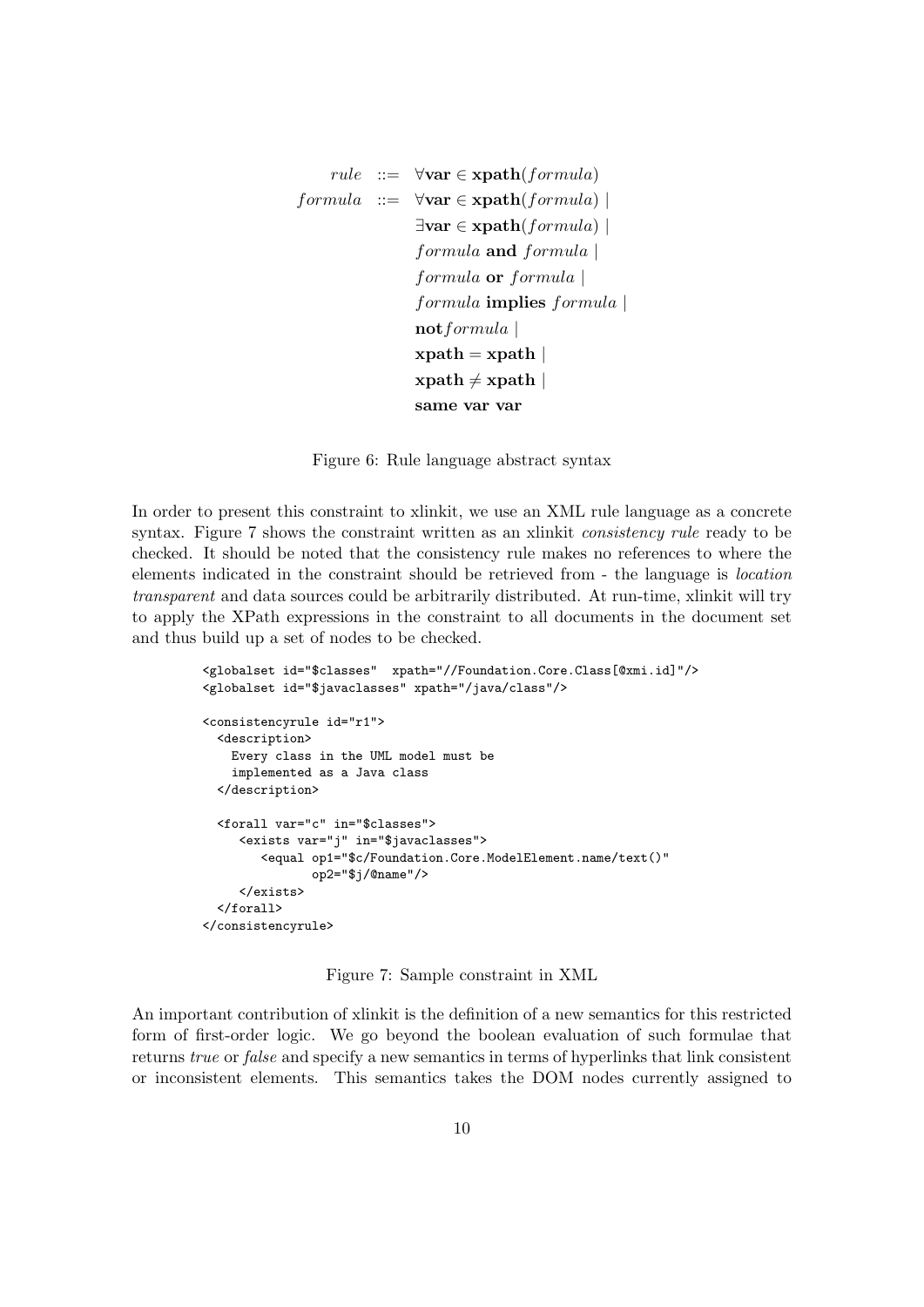$$
\begin{aligned}
rule \ &::= \ \forall \mathbf{var} \in \mathbf{xpath}(formula) \\
formula \ &::= \ \forall \mathbf{var} \in \mathbf{xpath}(formula) \ | \\
&\quad\ \ \exists \mathbf{var} \in \mathbf{xpath}(formula) \ | \\
&\quad\ \ formula \ \mathbf{and} \ formula \ | \\
&\quad\ \ formula \ \mathbf{or} \ formula \ | \\
&\quad\ \ formula \ \mathbf{implies} \ formula \ | \\
&\quad\ \ \mathbf{not} formula \ | \\
&\quad\ \ \mathbf{xpath} = \mathbf{xpath} \ | \\
&\quad\ \ \mathbf{xpath} \neq \mathbf{xpath} \ | \\
&\quad\ \ \mathbf{same\ var\ var}
\end{aligned}
$$

Figure 6: Rule language abstract syntax

In order to present this constraint to xlinkit, we use an XML rule language as a concrete syntax. Figure 7 shows the constraint written as an xlinkit *consistency rule* ready to be checked. It should be noted that the consistency rule makes no references to where the elements indicated in the constraint should be retrieved from - the language is *location transparent* and data sources could be arbitrarily distributed. At run-time, xlinkit will try to apply the XPath expressions in the constraint to all documents in the document set and thus build up a set of nodes to be checked.

```
<globalset id="$classes"  xpath="//Foundation.Core.Class[@xmi.id]"/>
<globalset id="$javaclasses" xpath="/java/class"/>

<consistencyrule id="r1">
  <description>
    Every class in the UML model must be
    implemented as a Java class
  </description>

  <forall var="c" in="$classes">
     <exists var="j" in="$javaclasses">
        <equal op1="$c/Foundation.Core.ModelElement.name/text()"
               op2="$j/@name"/>
     </exists>
  </forall>
</consistencyrule>
```

Figure 7: Sample constraint in XML

An important contribution of xlinkit is the definition of a new semantics for this restricted form of first-order logic. We go beyond the boolean evaluation of such formulae that returns *true* or *false* and specify a new semantics in terms of hyperlinks that link consistent or inconsistent elements. This semantics takes the DOM nodes currently assigned to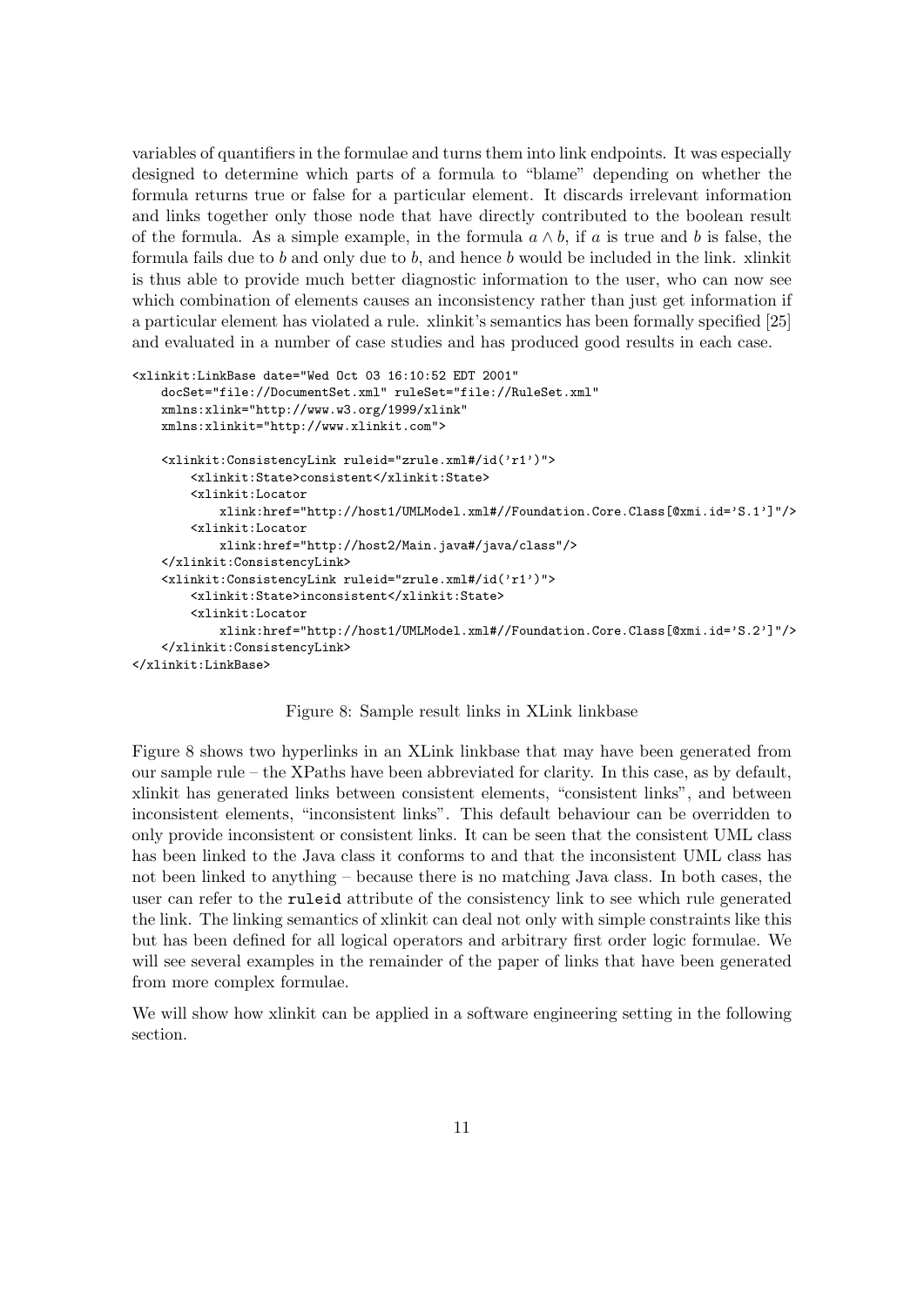variables of quantifiers in the formulae and turns them into link endpoints. It was especially designed to determine which parts of a formula to "blame" depending on whether the formula returns true or false for a particular element. It discards irrelevant information and links together only those node that have directly contributed to the boolean result of the formula. As a simple example, in the formula $a \wedge b$, if $a$ is true and $b$ is false, the formula fails due to $b$ and only due to $b$, and hence $b$ would be included in the link. xlinkit is thus able to provide much better diagnostic information to the user, who can now see which combination of elements causes an inconsistency rather than just get information if a particular element has violated a rule. xlinkit's semantics has been formally specified [25] and evaluated in a number of case studies and has produced good results in each case.

```
<xlinkit:LinkBase date="Wed Oct 03 16:10:52 EDT 2001"
    docSet="file://DocumentSet.xml" ruleSet="file://RuleSet.xml"
    xmlns:xlink="http://www.w3.org/1999/xlink"
    xmlns:xlinkit="http://www.xlinkit.com">

    <xlinkit:ConsistencyLink ruleid="zrule.xml#/id('r1')">
        <xlinkit:State>consistent</xlinkit:State>
        <xlinkit:Locator
            xlink:href="http://host1/UMLModel.xml#//Foundation.Core.Class[@xmi.id='S.1']"/>
        <xlinkit:Locator
            xlink:href="http://host2/Main.java#/java/class"/>
    </xlinkit:ConsistencyLink>
    <xlinkit:ConsistencyLink ruleid="zrule.xml#/id('r1')">
        <xlinkit:State>inconsistent</xlinkit:State>
        <xlinkit:Locator
            xlink:href="http://host1/UMLModel.xml#//Foundation.Core.Class[@xmi.id='S.2']"/>
    </xlinkit:ConsistencyLink>
</xlinkit:LinkBase>
```

Figure 8: Sample result links in XLink linkbase

Figure 8 shows two hyperlinks in an XLink linkbase that may have been generated from our sample rule – the XPaths have been abbreviated for clarity. In this case, as by default, xlinkit has generated links between consistent elements, "consistent links", and between inconsistent elements, "inconsistent links". This default behaviour can be overridden to only provide inconsistent or consistent links. It can be seen that the consistent UML class has been linked to the Java class it conforms to and that the inconsistent UML class has not been linked to anything – because there is no matching Java class. In both cases, the user can refer to the `ruleid` attribute of the consistency link to see which rule generated the link. The linking semantics of xlinkit can deal not only with simple constraints like this but has been defined for all logical operators and arbitrary first order logic formulae. We will see several examples in the remainder of the paper of links that have been generated from more complex formulae.

We will show how xlinkit can be applied in a software engineering setting in the following section.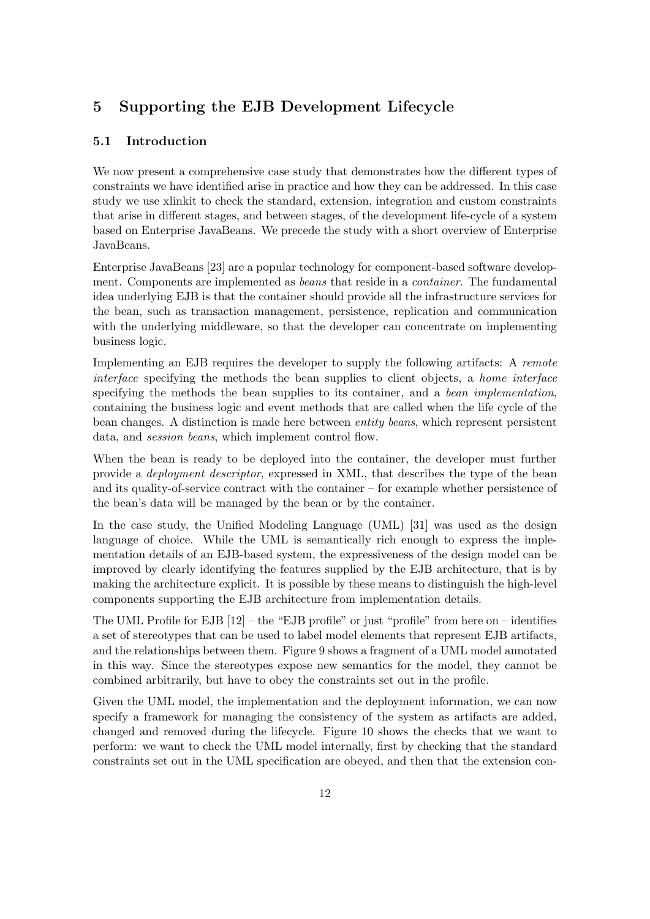## 5 Supporting the EJB Development Lifecycle

### 5.1 Introduction

We now present a comprehensive case study that demonstrates how the different types of constraints we have identified arise in practice and how they can be addressed. In this case study we use xlinkit to check the standard, extension, integration and custom constraints that arise in different stages, and between stages, of the development life-cycle of a system based on Enterprise JavaBeans. We precede the study with a short overview of Enterprise JavaBeans.

Enterprise JavaBeans [23] are a popular technology for component-based software development. Components are implemented as *beans* that reside in a *container*. The fundamental idea underlying EJB is that the container should provide all the infrastructure services for the bean, such as transaction management, persistence, replication and communication with the underlying middleware, so that the developer can concentrate on implementing business logic.

Implementing an EJB requires the developer to supply the following artifacts: A *remote interface* specifying the methods the bean supplies to client objects, a *home interface* specifying the methods the bean supplies to its container, and a *bean implementation*, containing the business logic and event methods that are called when the life cycle of the bean changes. A distinction is made here between *entity beans*, which represent persistent data, and *session beans*, which implement control flow.

When the bean is ready to be deployed into the container, the developer must further provide a *deployment descriptor*, expressed in XML, that describes the type of the bean and its quality-of-service contract with the container – for example whether persistence of the bean's data will be managed by the bean or by the container.

In the case study, the Unified Modeling Language (UML) [31] was used as the design language of choice. While the UML is semantically rich enough to express the implementation details of an EJB-based system, the expressiveness of the design model can be improved by clearly identifying the features supplied by the EJB architecture, that is by making the architecture explicit. It is possible by these means to distinguish the high-level components supporting the EJB architecture from implementation details.

The UML Profile for EJB [12] – the "EJB profile" or just "profile" from here on – identifies a set of stereotypes that can be used to label model elements that represent EJB artifacts, and the relationships between them. Figure 9 shows a fragment of a UML model annotated in this way. Since the stereotypes expose new semantics for the model, they cannot be combined arbitrarily, but have to obey the constraints set out in the profile.

Given the UML model, the implementation and the deployment information, we can now specify a framework for managing the consistency of the system as artifacts are added, changed and removed during the lifecycle. Figure 10 shows the checks that we want to perform: we want to check the UML model internally, first by checking that the standard constraints set out in the UML specification are obeyed, and then that the extension con-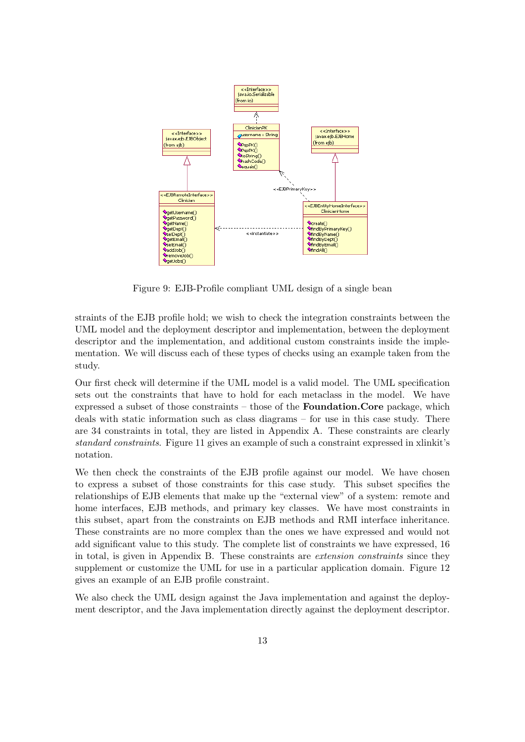Figure 9: EJB-Profile compliant UML design of a single bean

straints of the EJB profile hold; we wish to check the integration constraints between the UML model and the deployment descriptor and implementation, between the deployment descriptor and the implementation, and additional custom constraints inside the implementation. We will discuss each of these types of checks using an example taken from the study.

Our first check will determine if the UML model is a valid model. The UML specification sets out the constraints that have to hold for each metaclass in the model. We have expressed a subset of those constraints – those of the **Foundation.Core** package, which deals with static information such as class diagrams – for use in this case study. There are 34 constraints in total, they are listed in Appendix A. These constraints are clearly *standard constraints*. Figure 11 gives an example of such a constraint expressed in xlinkit's notation.

We then check the constraints of the EJB profile against our model. We have chosen to express a subset of those constraints for this case study. This subset specifies the relationships of EJB elements that make up the "external view" of a system: remote and home interfaces, EJB methods, and primary key classes. We have most constraints in this subset, apart from the constraints on EJB methods and RMI interface inheritance. These constraints are no more complex than the ones we have expressed and would not add significant value to this study. The complete list of constraints we have expressed, 16 in total, is given in Appendix B. These constraints are *extension constraints* since they supplement or customize the UML for use in a particular application domain. Figure 12 gives an example of an EJB profile constraint.

We also check the UML design against the Java implementation and against the deployment descriptor, and the Java implementation directly against the deployment descriptor.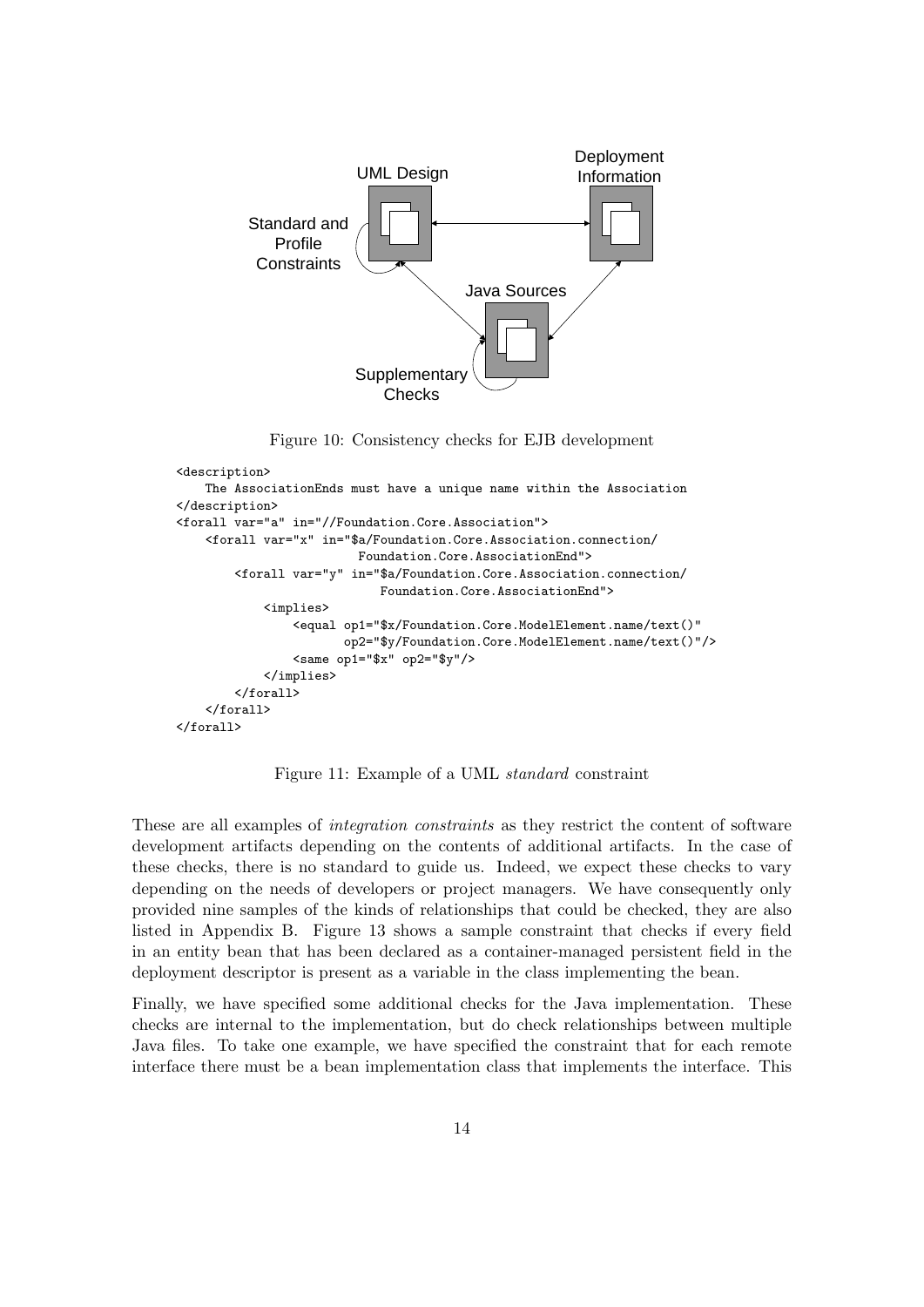Figure 10: Consistency checks for EJB development

```
<description>
    The AssociationEnds must have a unique name within the Association
</description>
<forall var="a" in="//Foundation.Core.Association">
    <forall var="x" in="$a/Foundation.Core.Association.connection/
                        Foundation.Core.AssociationEnd">
        <forall var="y" in="$a/Foundation.Core.Association.connection/
                            Foundation.Core.AssociationEnd">
            <implies>
                <equal op1="$x/Foundation.Core.ModelElement.name/text()"
                       op2="$y/Foundation.Core.ModelElement.name/text()"/>
                <same op1="$x" op2="$y"/>
            </implies>
        </forall>
    </forall>
</forall>
```

Figure 11: Example of a UML *standard* constraint

These are all examples of *integration constraints* as they restrict the content of software development artifacts depending on the contents of additional artifacts. In the case of these checks, there is no standard to guide us. Indeed, we expect these checks to vary depending on the needs of developers or project managers. We have consequently only provided nine samples of the kinds of relationships that could be checked, they are also listed in Appendix B. Figure 13 shows a sample constraint that checks if every field in an entity bean that has been declared as a container-managed persistent field in the deployment descriptor is present as a variable in the class implementing the bean.

Finally, we have specified some additional checks for the Java implementation. These checks are internal to the implementation, but do check relationships between multiple Java files. To take one example, we have specified the constraint that for each remote interface there must be a bean implementation class that implements the interface. This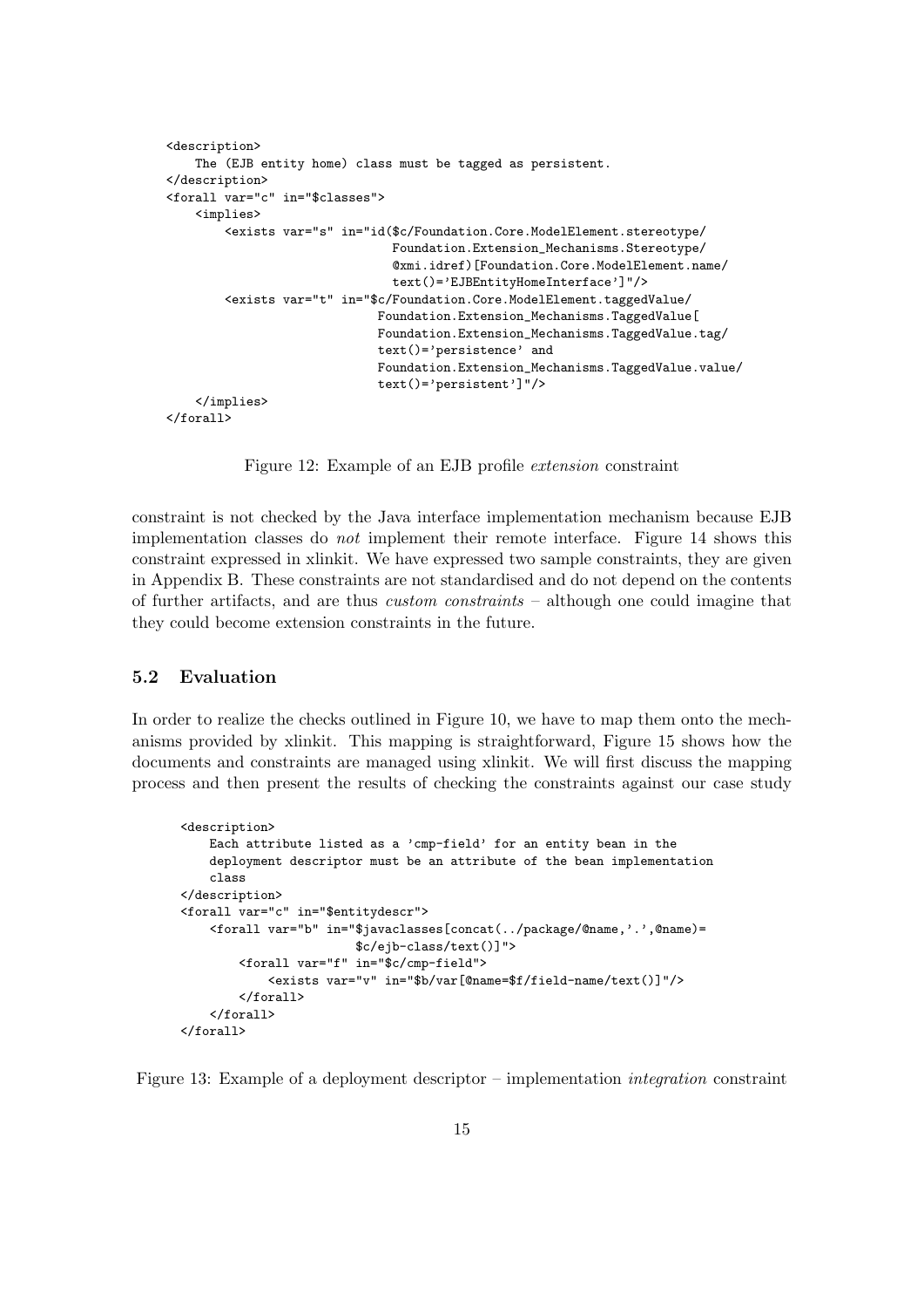```
<description>
    The (EJB entity home) class must be tagged as persistent.
</description>
<forall var="c" in="$classes">
    <implies>
        <exists var="s" in="id($c/Foundation.Core.ModelElement.stereotype/
                              Foundation.Extension_Mechanisms.Stereotype/
                              @xmi.idref)[Foundation.Core.ModelElement.name/
                              text()='EJBEntityHomeInterface']"/>
        <exists var="t" in="$c/Foundation.Core.ModelElement.taggedValue/
                            Foundation.Extension_Mechanisms.TaggedValue[
                            Foundation.Extension_Mechanisms.TaggedValue.tag/
                            text()='persistence' and
                            Foundation.Extension_Mechanisms.TaggedValue.value/
                            text()='persistent']"/>
    </implies>
</forall>
```

Figure 12: Example of an EJB profile *extension* constraint

constraint is not checked by the Java interface implementation mechanism because EJB implementation classes do *not* implement their remote interface. Figure 14 shows this constraint expressed in xlinkit. We have expressed two sample constraints, they are given in Appendix B. These constraints are not standardised and do not depend on the contents of further artifacts, and are thus *custom constraints* – although one could imagine that they could become extension constraints in the future.

### 5.2 Evaluation

In order to realize the checks outlined in Figure 10, we have to map them onto the mechanisms provided by xlinkit. This mapping is straightforward, Figure 15 shows how the documents and constraints are managed using xlinkit. We will first discuss the mapping process and then present the results of checking the constraints against our case study

```
<description>
    Each attribute listed as a 'cmp-field' for an entity bean in the
    deployment descriptor must be an attribute of the bean implementation
    class
</description>
<forall var="c" in="$entitydescr">
    <forall var="b" in="$javaclasses[concat(../package/@name,'.',@name)=
                        $c/ejb-class/text()]">
        <forall var="f" in="$c/cmp-field">
            <exists var="v" in="$b/var[@name=$f/field-name/text()]"/>
        </forall>
    </forall>
</forall>
```

Figure 13: Example of a deployment descriptor – implementation *integration* constraint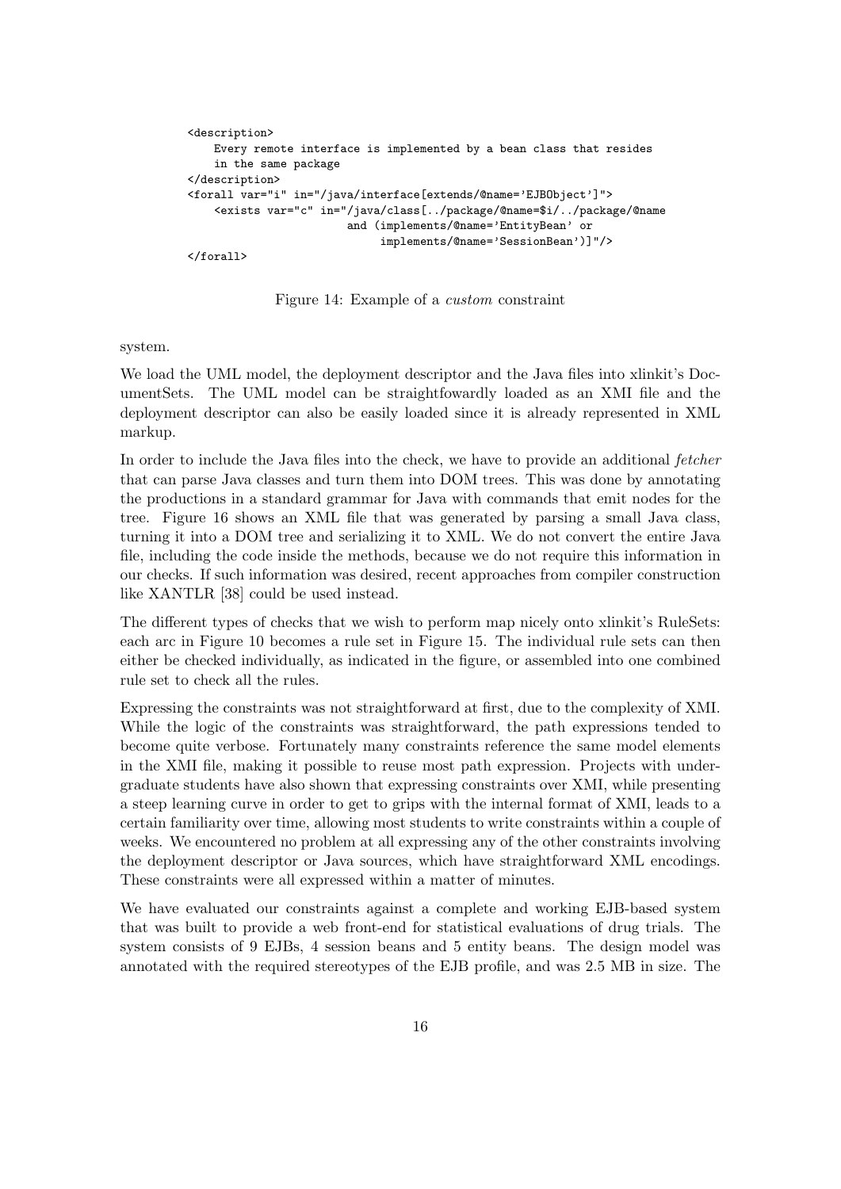```
<description>
    Every remote interface is implemented by a bean class that resides
    in the same package
</description>
<forall var="i" in="/java/interface[extends/@name='EJBObject']">
    <exists var="c" in="/java/class[../package/@name=$i/../package/@name
                        and (implements/@name='EntityBean' or
                             implements/@name='SessionBean')]"/>
</forall>
```

Figure 14: Example of a *custom* constraint

system.

We load the UML model, the deployment descriptor and the Java files into xlinkit's DocumentSets. The UML model can be straightfowardly loaded as an XMI file and the deployment descriptor can also be easily loaded since it is already represented in XML markup.

In order to include the Java files into the check, we have to provide an additional *fetcher* that can parse Java classes and turn them into DOM trees. This was done by annotating the productions in a standard grammar for Java with commands that emit nodes for the tree. Figure 16 shows an XML file that was generated by parsing a small Java class, turning it into a DOM tree and serializing it to XML. We do not convert the entire Java file, including the code inside the methods, because we do not require this information in our checks. If such information was desired, recent approaches from compiler construction like XANTLR [38] could be used instead.

The different types of checks that we wish to perform map nicely onto xlinkit's RuleSets: each arc in Figure 10 becomes a rule set in Figure 15. The individual rule sets can then either be checked individually, as indicated in the figure, or assembled into one combined rule set to check all the rules.

Expressing the constraints was not straightforward at first, due to the complexity of XMI. While the logic of the constraints was straightforward, the path expressions tended to become quite verbose. Fortunately many constraints reference the same model elements in the XMI file, making it possible to reuse most path expression. Projects with undergraduate students have also shown that expressing constraints over XMI, while presenting a steep learning curve in order to get to grips with the internal format of XMI, leads to a certain familiarity over time, allowing most students to write constraints within a couple of weeks. We encountered no problem at all expressing any of the other constraints involving the deployment descriptor or Java sources, which have straightforward XML encodings. These constraints were all expressed within a matter of minutes.

We have evaluated our constraints against a complete and working EJB-based system that was built to provide a web front-end for statistical evaluations of drug trials. The system consists of 9 EJBs, 4 session beans and 5 entity beans. The design model was annotated with the required stereotypes of the EJB profile, and was 2.5 MB in size. The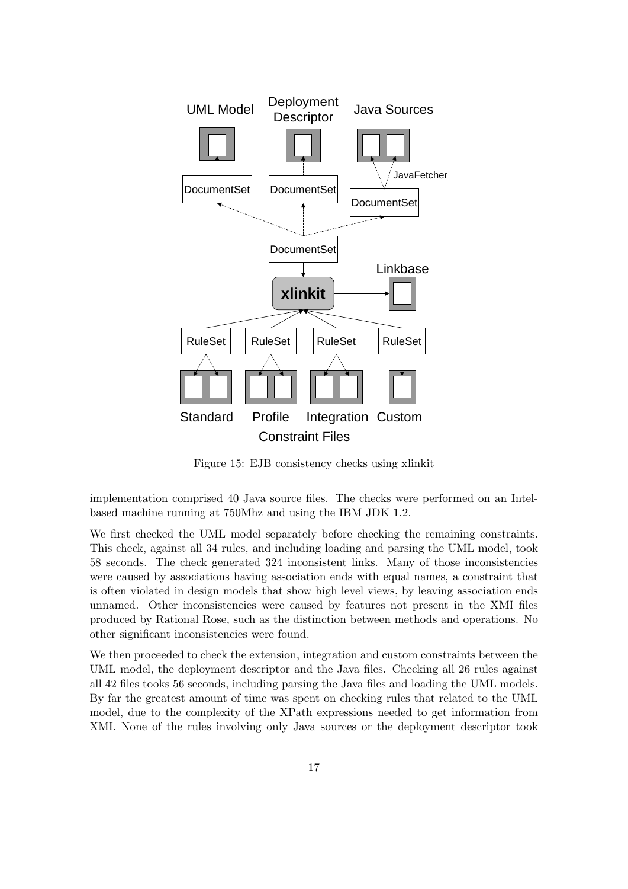Figure 15: EJB consistency checks using xlinkit

implementation comprised 40 Java source files. The checks were performed on an Intel-based machine running at 750Mhz and using the IBM JDK 1.2.

We first checked the UML model separately before checking the remaining constraints. This check, against all 34 rules, and including loading and parsing the UML model, took 58 seconds. The check generated 324 inconsistent links. Many of those inconsistencies were caused by associations having association ends with equal names, a constraint that is often violated in design models that show high level views, by leaving association ends unnamed. Other inconsistencies were caused by features not present in the XMI files produced by Rational Rose, such as the distinction between methods and operations. No other significant inconsistencies were found.

We then proceeded to check the extension, integration and custom constraints between the UML model, the deployment descriptor and the Java files. Checking all 26 rules against all 42 files tooks 56 seconds, including parsing the Java files and loading the UML models. By far the greatest amount of time was spent on checking rules that related to the UML model, due to the complexity of the XPath expressions needed to get information from XMI. None of the rules involving only Java sources or the deployment descriptor took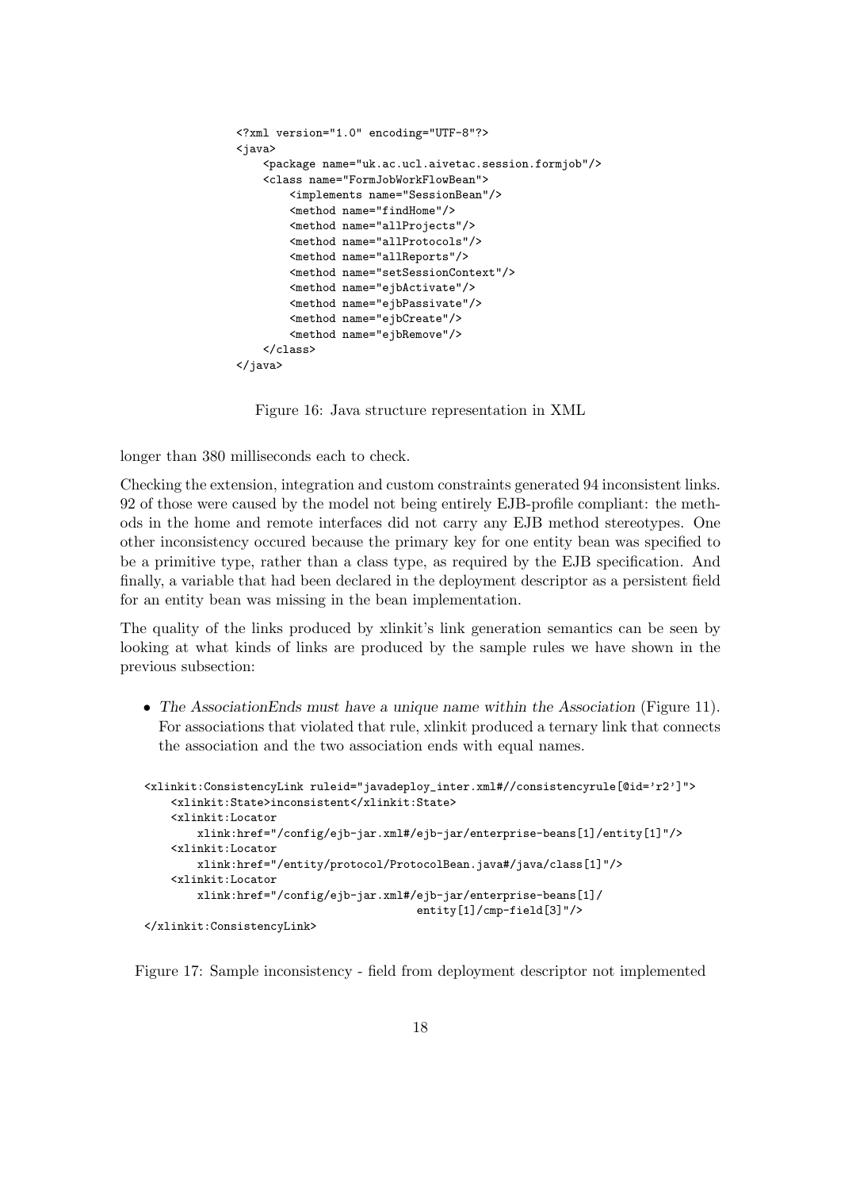```xml
<?xml version="1.0" encoding="UTF-8"?>
<java>
    <package name="uk.ac.ucl.aivetac.session.formjob"/>
    <class name="FormJobWorkFlowBean">
        <implements name="SessionBean"/>
        <method name="findHome"/>
        <method name="allProjects"/>
        <method name="allProtocols"/>
        <method name="allReports"/>
        <method name="setSessionContext"/>
        <method name="ejbActivate"/>
        <method name="ejbPassivate"/>
        <method name="ejbCreate"/>
        <method name="ejbRemove"/>
    </class>
</java>
```

Figure 16: Java structure representation in XML

longer than 380 milliseconds each to check.

Checking the extension, integration and custom constraints generated 94 inconsistent links. 92 of those were caused by the model not being entirely EJB-profile compliant: the methods in the home and remote interfaces did not carry any EJB method stereotypes. One other inconsistency occured because the primary key for one entity bean was specified to be a primitive type, rather than a class type, as required by the EJB specification. And finally, a variable that had been declared in the deployment descriptor as a persistent field for an entity bean was missing in the bean implementation.

The quality of the links produced by xlinkit's link generation semantics can be seen by looking at what kinds of links are produced by the sample rules we have shown in the previous subsection:

- *The AssociationEnds must have a unique name within the Association* (Figure 11). For associations that violated that rule, xlinkit produced a ternary link that connects the association and the two association ends with equal names.

```xml
<xlinkit:ConsistencyLink ruleid="javadeploy_inter.xml#//consistencyrule[@id='r2']">
    <xlinkit:State>inconsistent</xlinkit:State>
    <xlinkit:Locator
        xlink:href="/config/ejb-jar.xml#/ejb-jar/enterprise-beans[1]/entity[1]"/>
    <xlinkit:Locator
        xlink:href="/entity/protocol/ProtocolBean.java#/java/class[1]"/>
    <xlinkit:Locator
        xlink:href="/config/ejb-jar.xml#/ejb-jar/enterprise-beans[1]/
                                        entity[1]/cmp-field[3]"/>
</xlinkit:ConsistencyLink>
```

Figure 17: Sample inconsistency - field from deployment descriptor not implemented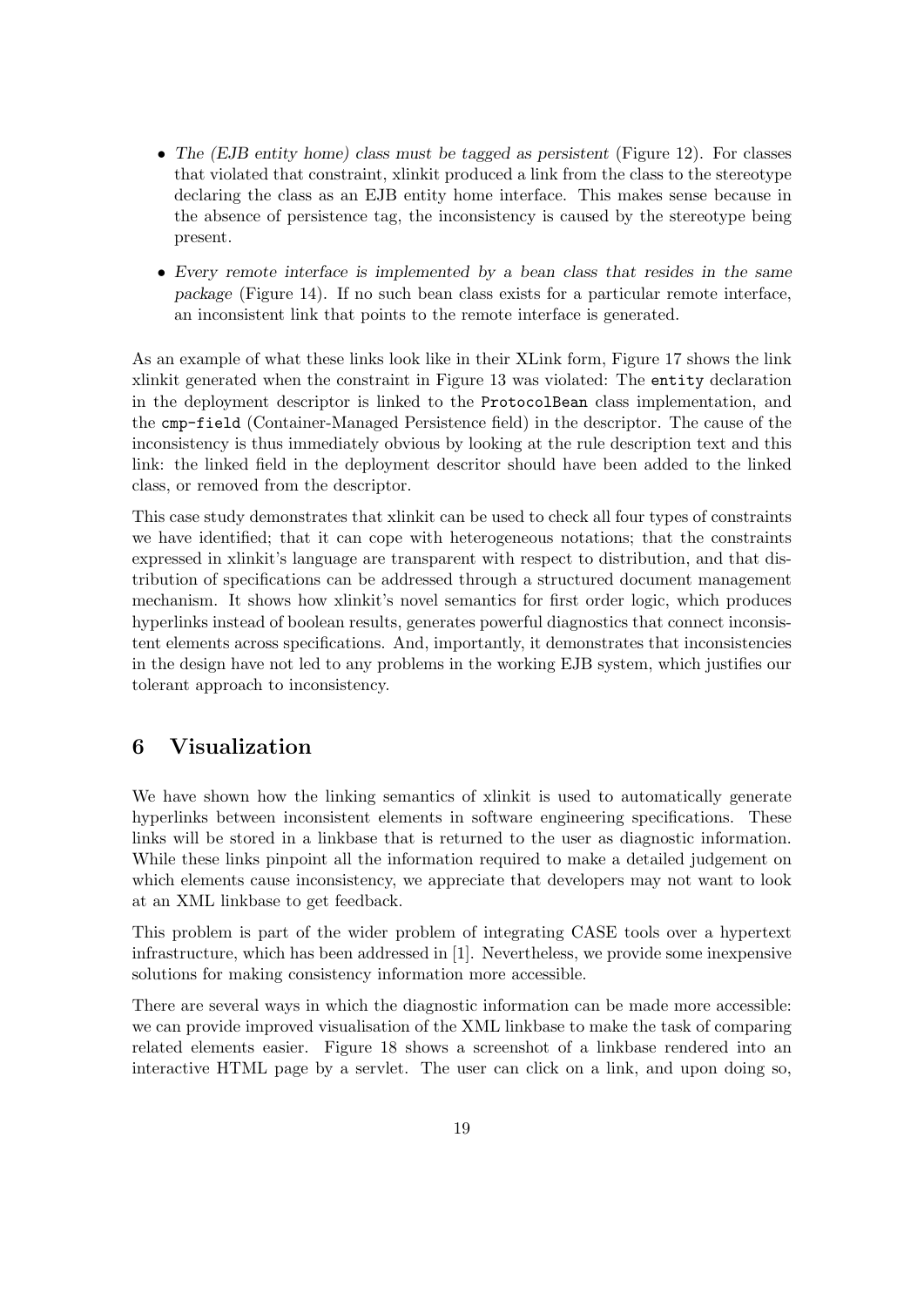- *The (EJB entity home) class must be tagged as persistent* (Figure 12). For classes that violated that constraint, xlinkit produced a link from the class to the stereotype declaring the class as an EJB entity home interface. This makes sense because in the absence of persistence tag, the inconsistency is caused by the stereotype being present.
- *Every remote interface is implemented by a bean class that resides in the same package* (Figure 14). If no such bean class exists for a particular remote interface, an inconsistent link that points to the remote interface is generated.

As an example of what these links look like in their XLink form, Figure 17 shows the link xlinkit generated when the constraint in Figure 13 was violated: The `entity` declaration in the deployment descriptor is linked to the `ProtocolBean` class implementation, and the `cmp-field` (Container-Managed Persistence field) in the descriptor. The cause of the inconsistency is thus immediately obvious by looking at the rule description text and this link: the linked field in the deployment descritor should have been added to the linked class, or removed from the descriptor.

This case study demonstrates that xlinkit can be used to check all four types of constraints we have identified; that it can cope with heterogeneous notations; that the constraints expressed in xlinkit's language are transparent with respect to distribution, and that distribution of specifications can be addressed through a structured document management mechanism. It shows how xlinkit's novel semantics for first order logic, which produces hyperlinks instead of boolean results, generates powerful diagnostics that connect inconsistent elements across specifications. And, importantly, it demonstrates that inconsistencies in the design have not led to any problems in the working EJB system, which justifies our tolerant approach to inconsistency.

## 6 Visualization

We have shown how the linking semantics of xlinkit is used to automatically generate hyperlinks between inconsistent elements in software engineering specifications. These links will be stored in a linkbase that is returned to the user as diagnostic information. While these links pinpoint all the information required to make a detailed judgement on which elements cause inconsistency, we appreciate that developers may not want to look at an XML linkbase to get feedback.

This problem is part of the wider problem of integrating CASE tools over a hypertext infrastructure, which has been addressed in [1]. Nevertheless, we provide some inexpensive solutions for making consistency information more accessible.

There are several ways in which the diagnostic information can be made more accessible: we can provide improved visualisation of the XML linkbase to make the task of comparing related elements easier. Figure 18 shows a screenshot of a linkbase rendered into an interactive HTML page by a servlet. The user can click on a link, and upon doing so,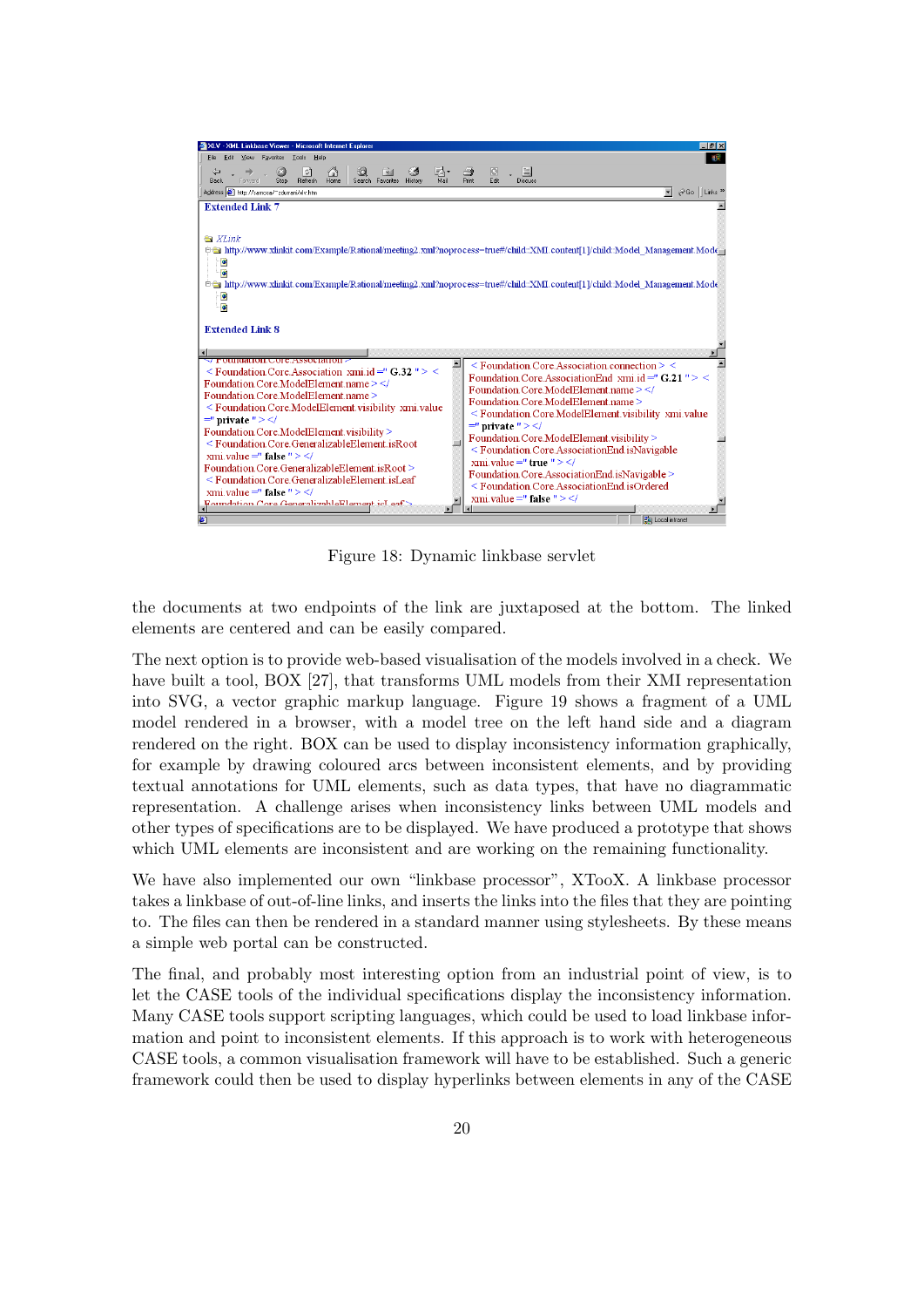Figure 18: Dynamic linkbase servlet

the documents at two endpoints of the link are juxtaposed at the bottom. The linked elements are centered and can be easily compared.

The next option is to provide web-based visualisation of the models involved in a check. We have built a tool, BOX [27], that transforms UML models from their XMI representation into SVG, a vector graphic markup language. Figure 19 shows a fragment of a UML model rendered in a browser, with a model tree on the left hand side and a diagram rendered on the right. BOX can be used to display inconsistency information graphically, for example by drawing coloured arcs between inconsistent elements, and by providing textual annotations for UML elements, such as data types, that have no diagrammatic representation. A challenge arises when inconsistency links between UML models and other types of specifications are to be displayed. We have produced a prototype that shows which UML elements are inconsistent and are working on the remaining functionality.

We have also implemented our own "linkbase processor", XTooX. A linkbase processor takes a linkbase of out-of-line links, and inserts the links into the files that they are pointing to. The files can then be rendered in a standard manner using stylesheets. By these means a simple web portal can be constructed.

The final, and probably most interesting option from an industrial point of view, is to let the CASE tools of the individual specifications display the inconsistency information. Many CASE tools support scripting languages, which could be used to load linkbase information and point to inconsistent elements. If this approach is to work with heterogeneous CASE tools, a common visualisation framework will have to be established. Such a generic framework could then be used to display hyperlinks between elements in any of the CASE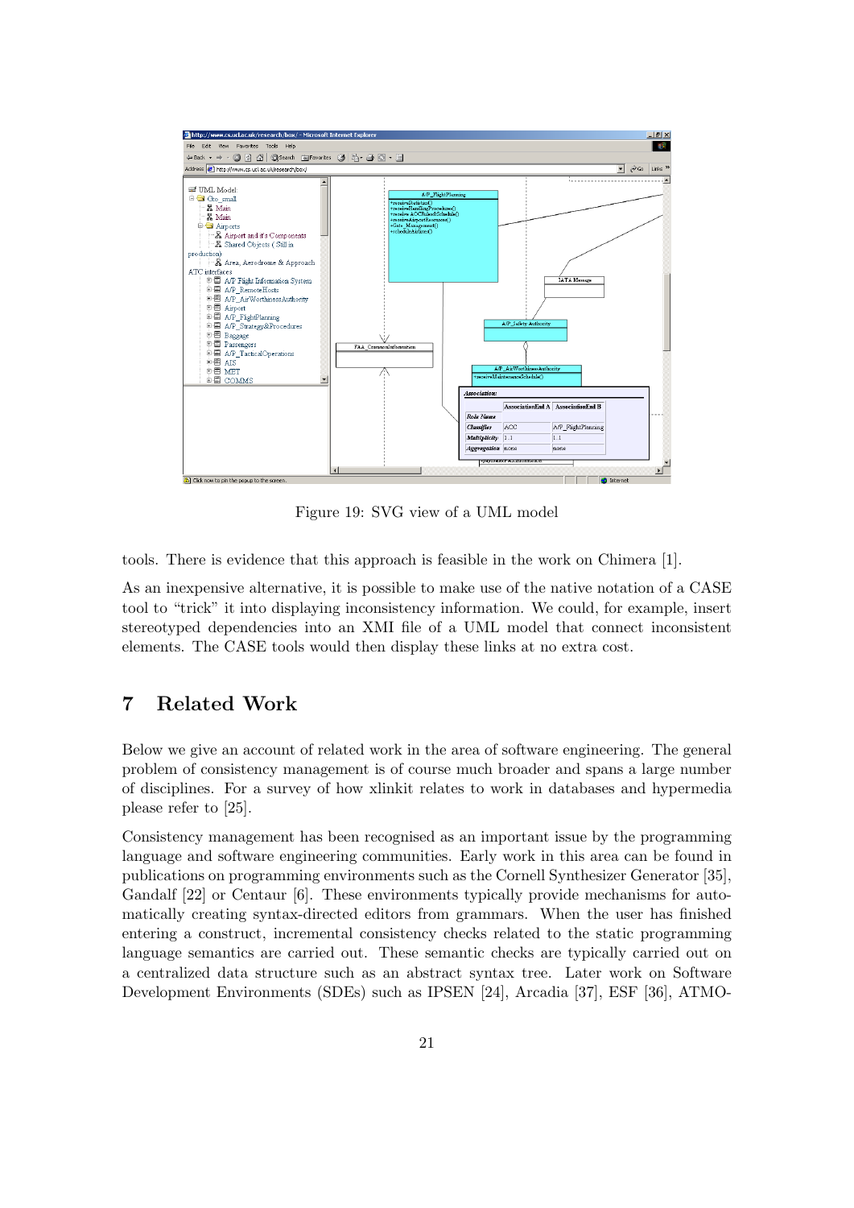Figure 19: SVG view of a UML model

tools. There is evidence that this approach is feasible in the work on Chimera [1].

As an inexpensive alternative, it is possible to make use of the native notation of a CASE tool to "trick" it into displaying inconsistency information. We could, for example, insert stereotyped dependencies into an XMI file of a UML model that connect inconsistent elements. The CASE tools would then display these links at no extra cost.

## 7 Related Work

Below we give an account of related work in the area of software engineering. The general problem of consistency management is of course much broader and spans a large number of disciplines. For a survey of how xlinkit relates to work in databases and hypermedia please refer to [25].

Consistency management has been recognised as an important issue by the programming language and software engineering communities. Early work in this area can be found in publications on programming environments such as the Cornell Synthesizer Generator [35], Gandalf [22] or Centaur [6]. These environments typically provide mechanisms for automatically creating syntax-directed editors from grammars. When the user has finished entering a construct, incremental consistency checks related to the static programming language semantics are carried out. These semantic checks are typically carried out on a centralized data structure such as an abstract syntax tree. Later work on Software Development Environments (SDEs) such as IPSEN [24], Arcadia [37], ESF [36], ATMO-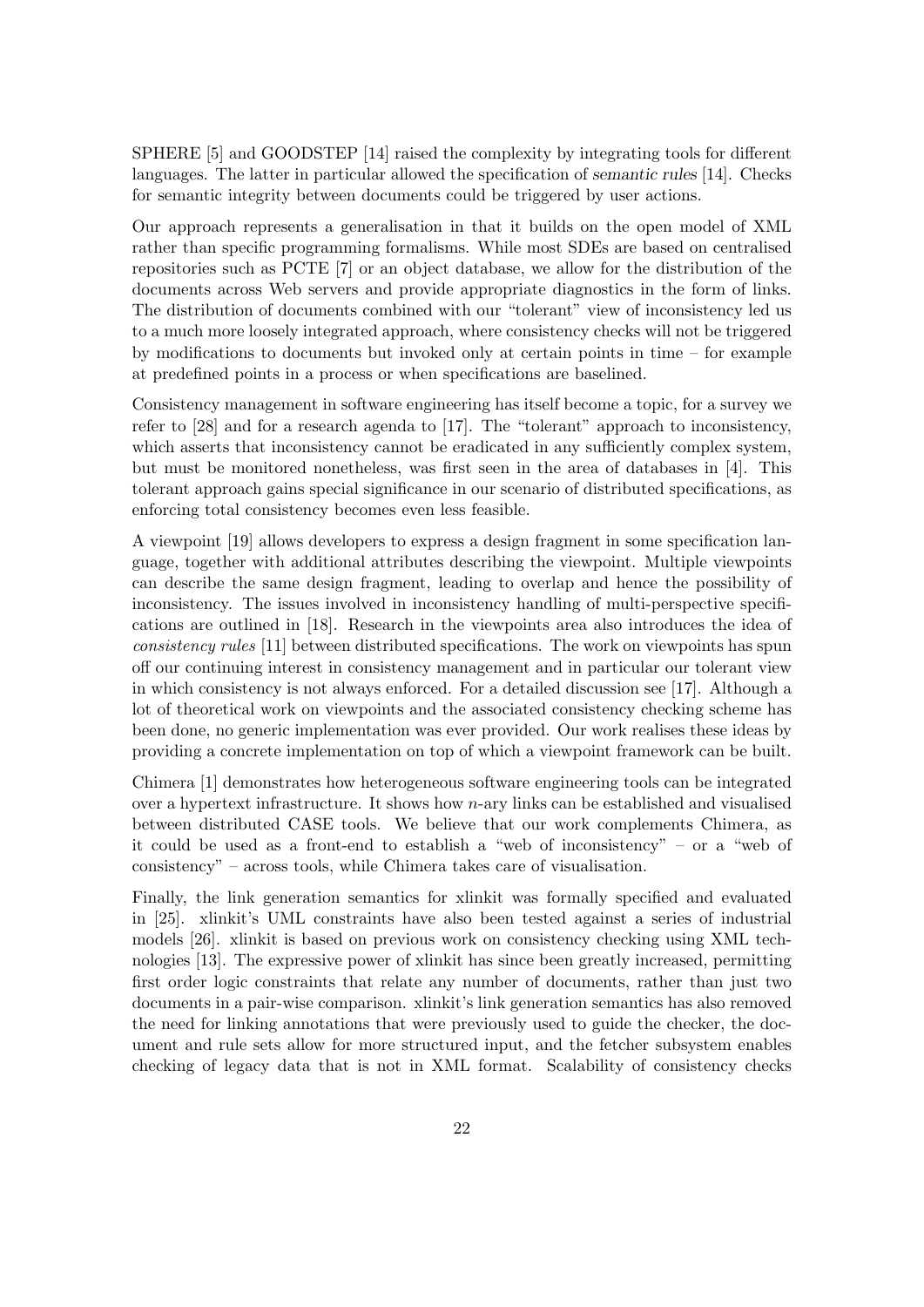SPHERE [5] and GOODSTEP [14] raised the complexity by integrating tools for different languages. The latter in particular allowed the specification of *semantic rules* [14]. Checks for semantic integrity between documents could be triggered by user actions.

Our approach represents a generalisation in that it builds on the open model of XML rather than specific programming formalisms. While most SDEs are based on centralised repositories such as PCTE [7] or an object database, we allow for the distribution of the documents across Web servers and provide appropriate diagnostics in the form of links. The distribution of documents combined with our "tolerant" view of inconsistency led us to a much more loosely integrated approach, where consistency checks will not be triggered by modifications to documents but invoked only at certain points in time – for example at predefined points in a process or when specifications are baselined.

Consistency management in software engineering has itself become a topic, for a survey we refer to [28] and for a research agenda to [17]. The "tolerant" approach to inconsistency, which asserts that inconsistency cannot be eradicated in any sufficiently complex system, but must be monitored nonetheless, was first seen in the area of databases in [4]. This tolerant approach gains special significance in our scenario of distributed specifications, as enforcing total consistency becomes even less feasible.

A viewpoint [19] allows developers to express a design fragment in some specification language, together with additional attributes describing the viewpoint. Multiple viewpoints can describe the same design fragment, leading to overlap and hence the possibility of inconsistency. The issues involved in inconsistency handling of multi-perspective specifications are outlined in [18]. Research in the viewpoints area also introduces the idea of *consistency rules* [11] between distributed specifications. The work on viewpoints has spun off our continuing interest in consistency management and in particular our tolerant view in which consistency is not always enforced. For a detailed discussion see [17]. Although a lot of theoretical work on viewpoints and the associated consistency checking scheme has been done, no generic implementation was ever provided. Our work realises these ideas by providing a concrete implementation on top of which a viewpoint framework can be built.

Chimera [1] demonstrates how heterogeneous software engineering tools can be integrated over a hypertext infrastructure. It shows how $n$-ary links can be established and visualised between distributed CASE tools. We believe that our work complements Chimera, as it could be used as a front-end to establish a "web of inconsistency" – or a "web of consistency" – across tools, while Chimera takes care of visualisation.

Finally, the link generation semantics for xlinkit was formally specified and evaluated in [25]. xlinkit's UML constraints have also been tested against a series of industrial models [26]. xlinkit is based on previous work on consistency checking using XML technologies [13]. The expressive power of xlinkit has since been greatly increased, permitting first order logic constraints that relate any number of documents, rather than just two documents in a pair-wise comparison. xlinkit's link generation semantics has also removed the need for linking annotations that were previously used to guide the checker, the document and rule sets allow for more structured input, and the fetcher subsystem enables checking of legacy data that is not in XML format. Scalability of consistency checks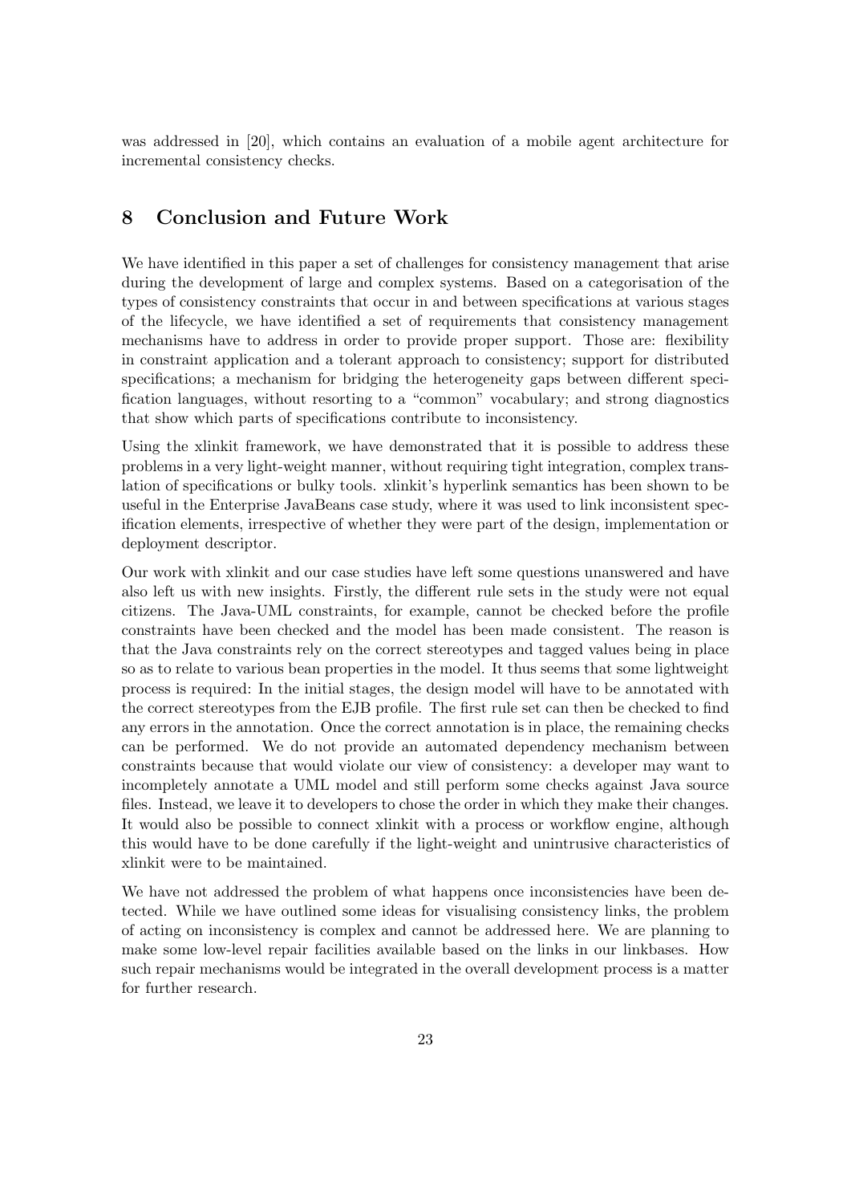was addressed in [20], which contains an evaluation of a mobile agent architecture for incremental consistency checks.

## 8 Conclusion and Future Work

We have identified in this paper a set of challenges for consistency management that arise during the development of large and complex systems. Based on a categorisation of the types of consistency constraints that occur in and between specifications at various stages of the lifecycle, we have identified a set of requirements that consistency management mechanisms have to address in order to provide proper support. Those are: flexibility in constraint application and a tolerant approach to consistency; support for distributed specifications; a mechanism for bridging the heterogeneity gaps between different specification languages, without resorting to a "common" vocabulary; and strong diagnostics that show which parts of specifications contribute to inconsistency.

Using the xlinkit framework, we have demonstrated that it is possible to address these problems in a very light-weight manner, without requiring tight integration, complex translation of specifications or bulky tools. xlinkit's hyperlink semantics has been shown to be useful in the Enterprise JavaBeans case study, where it was used to link inconsistent specification elements, irrespective of whether they were part of the design, implementation or deployment descriptor.

Our work with xlinkit and our case studies have left some questions unanswered and have also left us with new insights. Firstly, the different rule sets in the study were not equal citizens. The Java-UML constraints, for example, cannot be checked before the profile constraints have been checked and the model has been made consistent. The reason is that the Java constraints rely on the correct stereotypes and tagged values being in place so as to relate to various bean properties in the model. It thus seems that some lightweight process is required: In the initial stages, the design model will have to be annotated with the correct stereotypes from the EJB profile. The first rule set can then be checked to find any errors in the annotation. Once the correct annotation is in place, the remaining checks can be performed. We do not provide an automated dependency mechanism between constraints because that would violate our view of consistency: a developer may want to incompletely annotate a UML model and still perform some checks against Java source files. Instead, we leave it to developers to chose the order in which they make their changes. It would also be possible to connect xlinkit with a process or workflow engine, although this would have to be done carefully if the light-weight and unintrusive characteristics of xlinkit were to be maintained.

We have not addressed the problem of what happens once inconsistencies have been detected. While we have outlined some ideas for visualising consistency links, the problem of acting on inconsistency is complex and cannot be addressed here. We are planning to make some low-level repair facilities available based on the links in our linkbases. How such repair mechanisms would be integrated in the overall development process is a matter for further research.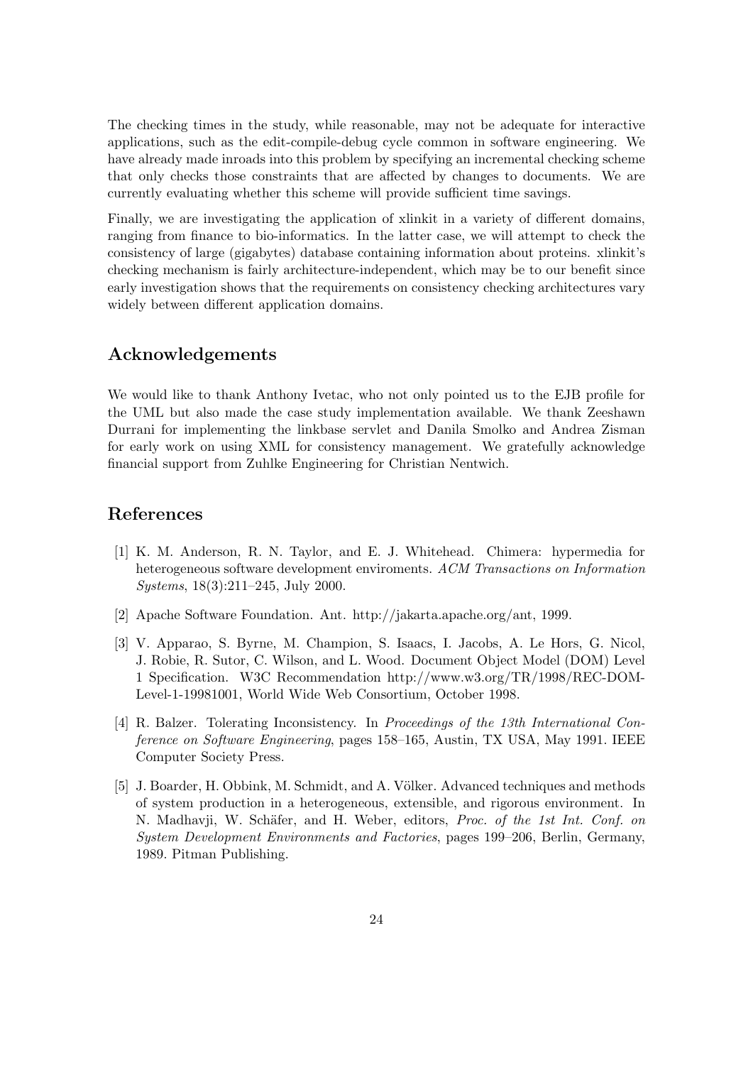The checking times in the study, while reasonable, may not be adequate for interactive applications, such as the edit-compile-debug cycle common in software engineering. We have already made inroads into this problem by specifying an incremental checking scheme that only checks those constraints that are affected by changes to documents. We are currently evaluating whether this scheme will provide sufficient time savings.

Finally, we are investigating the application of xlinkit in a variety of different domains, ranging from finance to bio-informatics. In the latter case, we will attempt to check the consistency of large (gigabytes) database containing information about proteins. xlinkit's checking mechanism is fairly architecture-independent, which may be to our benefit since early investigation shows that the requirements on consistency checking architectures vary widely between different application domains.

## Acknowledgements

We would like to thank Anthony Ivetac, who not only pointed us to the EJB profile for the UML but also made the case study implementation available. We thank Zeeshawn Durrani for implementing the linkbase servlet and Danila Smolko and Andrea Zisman for early work on using XML for consistency management. We gratefully acknowledge financial support from Zuhlke Engineering for Christian Nentwich.

## References

[1] K. M. Anderson, R. N. Taylor, and E. J. Whitehead. Chimera: hypermedia for heterogeneous software development enviroments. *ACM Transactions on Information Systems*, 18(3):211–245, July 2000.

[2] Apache Software Foundation. Ant. http://jakarta.apache.org/ant, 1999.

[3] V. Apparao, S. Byrne, M. Champion, S. Isaacs, I. Jacobs, A. Le Hors, G. Nicol, J. Robie, R. Sutor, C. Wilson, and L. Wood. Document Object Model (DOM) Level 1 Specification. W3C Recommendation http://www.w3.org/TR/1998/REC-DOM-Level-1-19981001, World Wide Web Consortium, October 1998.

[4] R. Balzer. Tolerating Inconsistency. In *Proceedings of the 13th International Conference on Software Engineering*, pages 158–165, Austin, TX USA, May 1991. IEEE Computer Society Press.

[5] J. Boarder, H. Obbink, M. Schmidt, and A. Völker. Advanced techniques and methods of system production in a heterogeneous, extensible, and rigorous environment. In N. Madhavji, W. Schäfer, and H. Weber, editors, *Proc. of the 1st Int. Conf. on System Development Environments and Factories*, pages 199–206, Berlin, Germany, 1989. Pitman Publishing.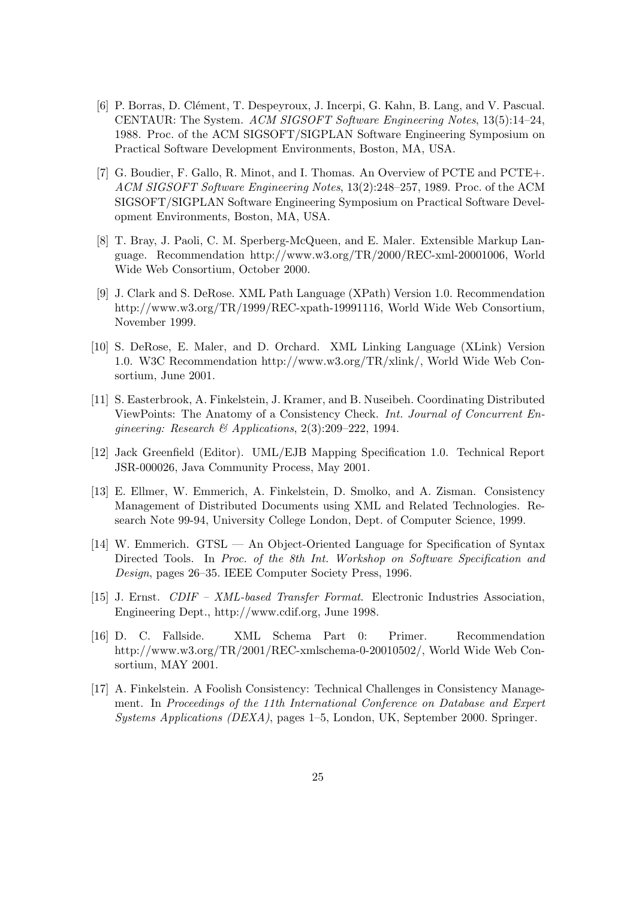[6] P. Borras, D. Clément, T. Despeyroux, J. Incerpi, G. Kahn, B. Lang, and V. Pascual. CENTAUR: The System. *ACM SIGSOFT Software Engineering Notes*, 13(5):14–24, 1988. Proc. of the ACM SIGSOFT/SIGPLAN Software Engineering Symposium on Practical Software Development Environments, Boston, MA, USA.

[7] G. Boudier, F. Gallo, R. Minot, and I. Thomas. An Overview of PCTE and PCTE+. *ACM SIGSOFT Software Engineering Notes*, 13(2):248–257, 1989. Proc. of the ACM SIGSOFT/SIGPLAN Software Engineering Symposium on Practical Software Development Environments, Boston, MA, USA.

[8] T. Bray, J. Paoli, C. M. Sperberg-McQueen, and E. Maler. Extensible Markup Language. Recommendation http://www.w3.org/TR/2000/REC-xml-20001006, World Wide Web Consortium, October 2000.

[9] J. Clark and S. DeRose. XML Path Language (XPath) Version 1.0. Recommendation http://www.w3.org/TR/1999/REC-xpath-19991116, World Wide Web Consortium, November 1999.

[10] S. DeRose, E. Maler, and D. Orchard. XML Linking Language (XLink) Version 1.0. W3C Recommendation http://www.w3.org/TR/xlink/, World Wide Web Consortium, June 2001.

[11] S. Easterbrook, A. Finkelstein, J. Kramer, and B. Nuseibeh. Coordinating Distributed ViewPoints: The Anatomy of a Consistency Check. *Int. Journal of Concurrent Engineering: Research & Applications*, 2(3):209–222, 1994.

[12] Jack Greenfield (Editor). UML/EJB Mapping Specification 1.0. Technical Report JSR-000026, Java Community Process, May 2001.

[13] E. Ellmer, W. Emmerich, A. Finkelstein, D. Smolko, and A. Zisman. Consistency Management of Distributed Documents using XML and Related Technologies. Research Note 99-94, University College London, Dept. of Computer Science, 1999.

[14] W. Emmerich. GTSL — An Object-Oriented Language for Specification of Syntax Directed Tools. In *Proc. of the 8th Int. Workshop on Software Specification and Design*, pages 26–35. IEEE Computer Society Press, 1996.

[15] J. Ernst. *CDIF – XML-based Transfer Format*. Electronic Industries Association, Engineering Dept., http://www.cdif.org, June 1998.

[16] D. C. Fallside. XML Schema Part 0: Primer. Recommendation http://www.w3.org/TR/2001/REC-xmlschema-0-20010502/, World Wide Web Consortium, MAY 2001.

[17] A. Finkelstein. A Foolish Consistency: Technical Challenges in Consistency Management. In *Proceedings of the 11th International Conference on Database and Expert Systems Applications (DEXA)*, pages 1–5, London, UK, September 2000. Springer.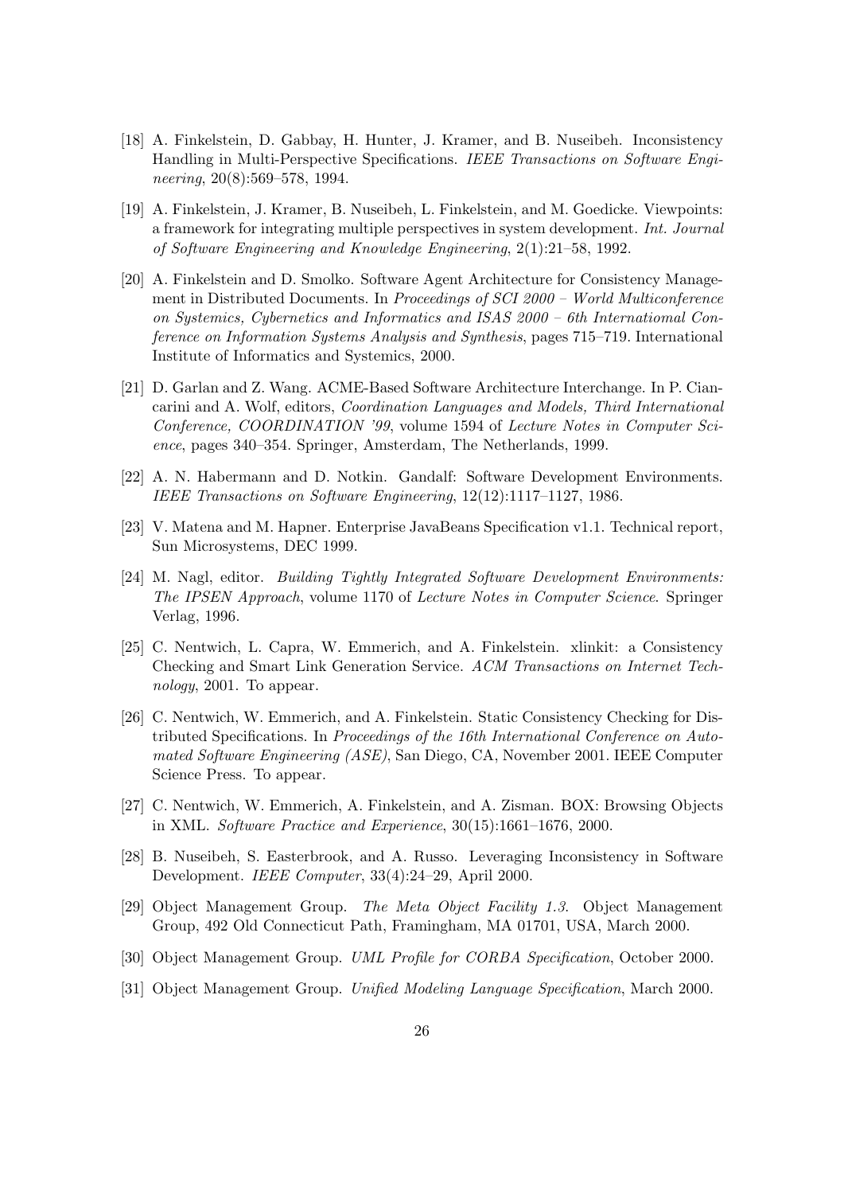[18] A. Finkelstein, D. Gabbay, H. Hunter, J. Kramer, and B. Nuseibeh. Inconsistency Handling in Multi-Perspective Specifications. *IEEE Transactions on Software Engineering*, 20(8):569–578, 1994.

[19] A. Finkelstein, J. Kramer, B. Nuseibeh, L. Finkelstein, and M. Goedicke. Viewpoints: a framework for integrating multiple perspectives in system development. *Int. Journal of Software Engineering and Knowledge Engineering*, 2(1):21–58, 1992.

[20] A. Finkelstein and D. Smolko. Software Agent Architecture for Consistency Management in Distributed Documents. In *Proceedings of SCI 2000 – World Multiconference on Systemics, Cybernetics and Informatics and ISAS 2000 – 6th Internatiomal Conference on Information Systems Analysis and Synthesis*, pages 715–719. International Institute of Informatics and Systemics, 2000.

[21] D. Garlan and Z. Wang. ACME-Based Software Architecture Interchange. In P. Ciancarini and A. Wolf, editors, *Coordination Languages and Models, Third International Conference, COORDINATION '99*, volume 1594 of *Lecture Notes in Computer Science*, pages 340–354. Springer, Amsterdam, The Netherlands, 1999.

[22] A. N. Habermann and D. Notkin. Gandalf: Software Development Environments. *IEEE Transactions on Software Engineering*, 12(12):1117–1127, 1986.

[23] V. Matena and M. Hapner. Enterprise JavaBeans Specification v1.1. Technical report, Sun Microsystems, DEC 1999.

[24] M. Nagl, editor. *Building Tightly Integrated Software Development Environments: The IPSEN Approach*, volume 1170 of *Lecture Notes in Computer Science*. Springer Verlag, 1996.

[25] C. Nentwich, L. Capra, W. Emmerich, and A. Finkelstein. xlinkit: a Consistency Checking and Smart Link Generation Service. *ACM Transactions on Internet Technology*, 2001. To appear.

[26] C. Nentwich, W. Emmerich, and A. Finkelstein. Static Consistency Checking for Distributed Specifications. In *Proceedings of the 16th International Conference on Automated Software Engineering (ASE)*, San Diego, CA, November 2001. IEEE Computer Science Press. To appear.

[27] C. Nentwich, W. Emmerich, A. Finkelstein, and A. Zisman. BOX: Browsing Objects in XML. *Software Practice and Experience*, 30(15):1661–1676, 2000.

[28] B. Nuseibeh, S. Easterbrook, and A. Russo. Leveraging Inconsistency in Software Development. *IEEE Computer*, 33(4):24–29, April 2000.

[29] Object Management Group. *The Meta Object Facility 1.3*. Object Management Group, 492 Old Connecticut Path, Framingham, MA 01701, USA, March 2000.

[30] Object Management Group. *UML Profile for CORBA Specification*, October 2000.

[31] Object Management Group. *Unified Modeling Language Specification*, March 2000.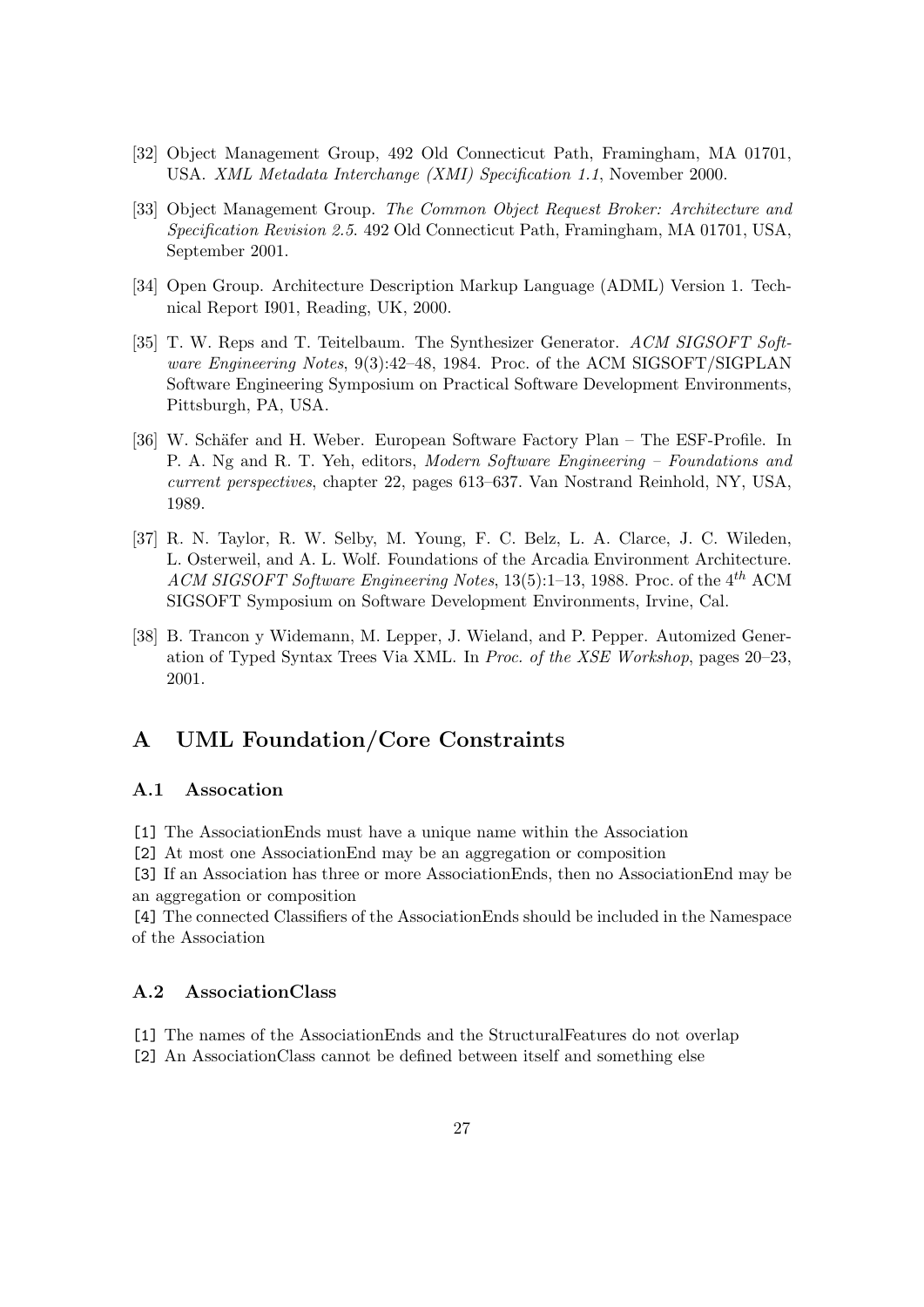[32] Object Management Group, 492 Old Connecticut Path, Framingham, MA 01701, USA. *XML Metadata Interchange (XMI) Specification 1.1*, November 2000.

[33] Object Management Group. *The Common Object Request Broker: Architecture and Specification Revision 2.5*. 492 Old Connecticut Path, Framingham, MA 01701, USA, September 2001.

[34] Open Group. Architecture Description Markup Language (ADML) Version 1. Technical Report I901, Reading, UK, 2000.

[35] T. W. Reps and T. Teitelbaum. The Synthesizer Generator. *ACM SIGSOFT Software Engineering Notes*, 9(3):42–48, 1984. Proc. of the ACM SIGSOFT/SIGPLAN Software Engineering Symposium on Practical Software Development Environments, Pittsburgh, PA, USA.

[36] W. Schäfer and H. Weber. European Software Factory Plan – The ESF-Profile. In P. A. Ng and R. T. Yeh, editors, *Modern Software Engineering – Foundations and current perspectives*, chapter 22, pages 613–637. Van Nostrand Reinhold, NY, USA, 1989.

[37] R. N. Taylor, R. W. Selby, M. Young, F. C. Belz, L. A. Clarce, J. C. Wileden, L. Osterweil, and A. L. Wolf. Foundations of the Arcadia Environment Architecture. *ACM SIGSOFT Software Engineering Notes*, 13(5):1–13, 1988. Proc. of the $4^{th}$ ACM SIGSOFT Symposium on Software Development Environments, Irvine, Cal.

[38] B. Trancon y Widemann, M. Lepper, J. Wieland, and P. Pepper. Automized Generation of Typed Syntax Trees Via XML. In *Proc. of the XSE Workshop*, pages 20–23, 2001.

# A UML Foundation/Core Constraints

## A.1 Assocation

[1] The AssociationEnds must have a unique name within the Association

[2] At most one AssociationEnd may be an aggregation or composition

[3] If an Association has three or more AssociationEnds, then no AssociationEnd may be an aggregation or composition

[4] The connected Classifiers of the AssociationEnds should be included in the Namespace of the Association

## A.2 AssociationClass

[1] The names of the AssociationEnds and the StructuralFeatures do not overlap

[2] An AssociationClass cannot be defined between itself and something else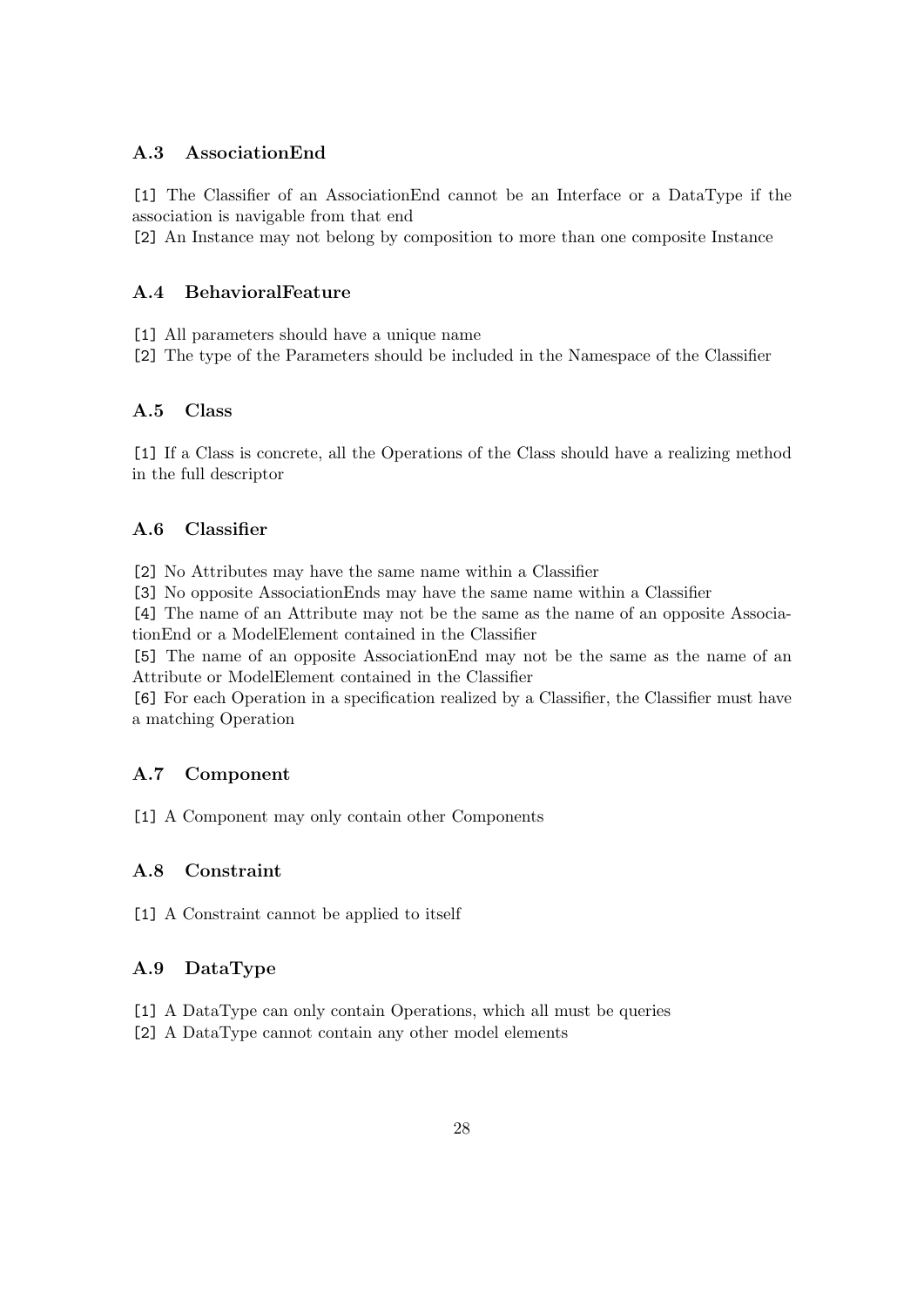### A.3 AssociationEnd

[1] The Classifier of an AssociationEnd cannot be an Interface or a DataType if the association is navigable from that end  
[2] An Instance may not belong by composition to more than one composite Instance

### A.4 BehavioralFeature

[1] All parameters should have a unique name  
[2] The type of the Parameters should be included in the Namespace of the Classifier

### A.5 Class

[1] If a Class is concrete, all the Operations of the Class should have a realizing method in the full descriptor

### A.6 Classifier

[2] No Attributes may have the same name within a Classifier  
[3] No opposite AssociationEnds may have the same name within a Classifier  
[4] The name of an Attribute may not be the same as the name of an opposite AssociationEnd or a ModelElement contained in the Classifier  
[5] The name of an opposite AssociationEnd may not be the same as the name of an Attribute or ModelElement contained in the Classifier  
[6] For each Operation in a specification realized by a Classifier, the Classifier must have a matching Operation

### A.7 Component

[1] A Component may only contain other Components

### A.8 Constraint

[1] A Constraint cannot be applied to itself

### A.9 DataType

[1] A DataType can only contain Operations, which all must be queries  
[2] A DataType cannot contain any other model elements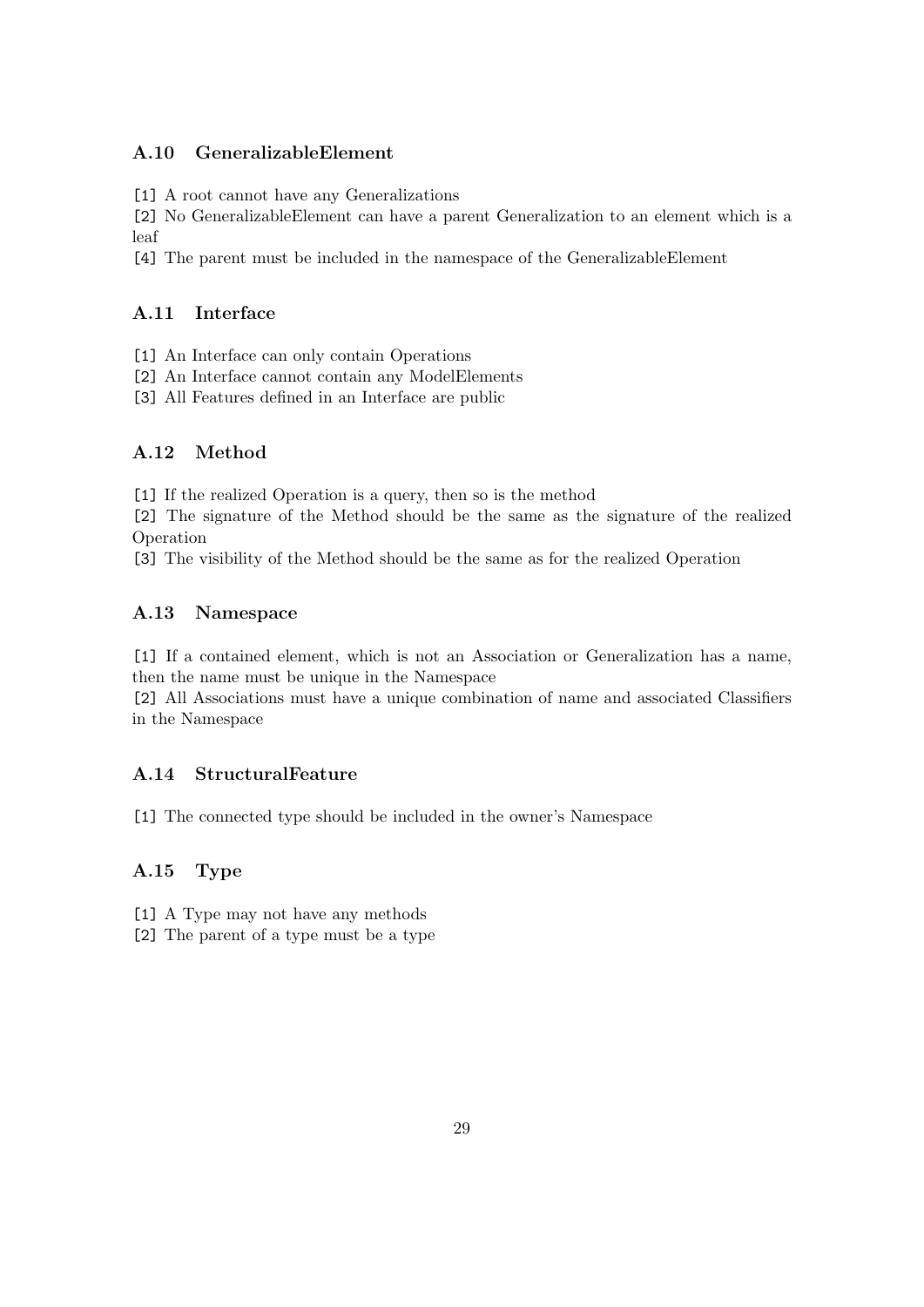### A.10 GeneralizableElement

[1] A root cannot have any Generalizations
[2] No GeneralizableElement can have a parent Generalization to an element which is a leaf
[4] The parent must be included in the namespace of the GeneralizableElement

### A.11 Interface

[1] An Interface can only contain Operations
[2] An Interface cannot contain any ModelElements
[3] All Features defined in an Interface are public

### A.12 Method

[1] If the realized Operation is a query, then so is the method
[2] The signature of the Method should be the same as the signature of the realized Operation
[3] The visibility of the Method should be the same as for the realized Operation

### A.13 Namespace

[1] If a contained element, which is not an Association or Generalization has a name, then the name must be unique in the Namespace
[2] All Associations must have a unique combination of name and associated Classifiers in the Namespace

### A.14 StructuralFeature

[1] The connected type should be included in the owner's Namespace

### A.15 Type

[1] A Type may not have any methods
[2] The parent of a type must be a type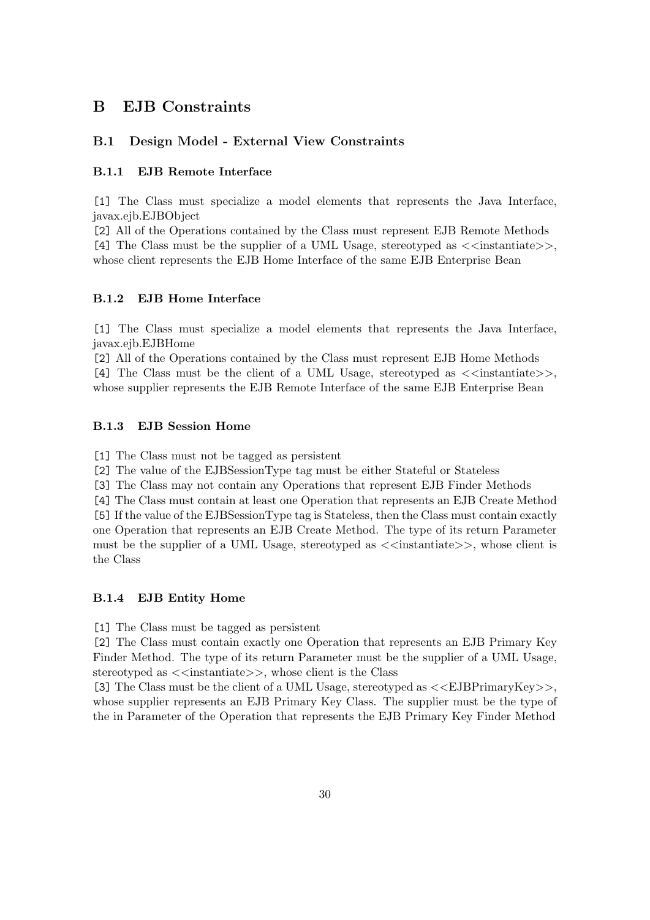# B EJB Constraints

## B.1 Design Model - External View Constraints

### B.1.1 EJB Remote Interface

[1] The Class must specialize a model elements that represents the Java Interface, javax.ejb.EJBObject

[2] All of the Operations contained by the Class must represent EJB Remote Methods

[4] The Class must be the supplier of a UML Usage, stereotyped as <<instantiate>>, whose client represents the EJB Home Interface of the same EJB Enterprise Bean

### B.1.2 EJB Home Interface

[1] The Class must specialize a model elements that represents the Java Interface, javax.ejb.EJBHome

[2] All of the Operations contained by the Class must represent EJB Home Methods

[4] The Class must be the client of a UML Usage, stereotyped as <<instantiate>>, whose supplier represents the EJB Remote Interface of the same EJB Enterprise Bean

### B.1.3 EJB Session Home

[1] The Class must not be tagged as persistent

[2] The value of the EJBSessionType tag must be either Stateful or Stateless

[3] The Class may not contain any Operations that represent EJB Finder Methods

[4] The Class must contain at least one Operation that represents an EJB Create Method

[5] If the value of the EJBSessionType tag is Stateless, then the Class must contain exactly one Operation that represents an EJB Create Method. The type of its return Parameter must be the supplier of a UML Usage, stereotyped as <<instantiate>>, whose client is the Class

### B.1.4 EJB Entity Home

[1] The Class must be tagged as persistent

[2] The Class must contain exactly one Operation that represents an EJB Primary Key Finder Method. The type of its return Parameter must be the supplier of a UML Usage, stereotyped as <<instantiate>>, whose client is the Class

[3] The Class must be the client of a UML Usage, stereotyped as <<EJBPrimaryKey>>, whose supplier represents an EJB Primary Key Class. The supplier must be the type of the in Parameter of the Operation that represents the EJB Primary Key Finder Method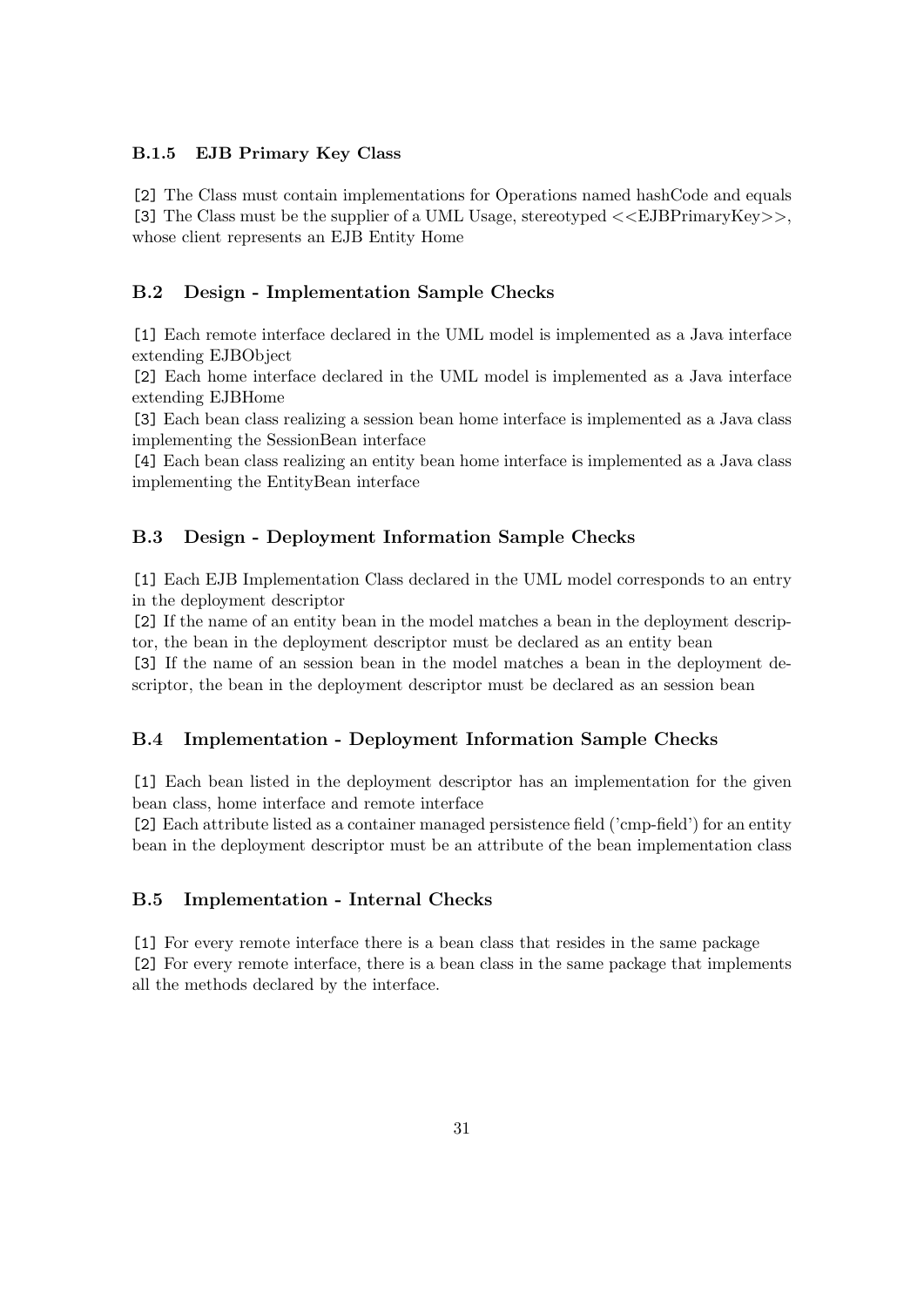#### B.1.5 EJB Primary Key Class

[2] The Class must contain implementations for Operations named hashCode and equals
[3] The Class must be the supplier of a UML Usage, stereotyped <<EJBPrimaryKey>>, whose client represents an EJB Entity Home

### B.2 Design - Implementation Sample Checks

[1] Each remote interface declared in the UML model is implemented as a Java interface extending EJBObject
[2] Each home interface declared in the UML model is implemented as a Java interface extending EJBHome
[3] Each bean class realizing a session bean home interface is implemented as a Java class implementing the SessionBean interface
[4] Each bean class realizing an entity bean home interface is implemented as a Java class implementing the EntityBean interface

### B.3 Design - Deployment Information Sample Checks

[1] Each EJB Implementation Class declared in the UML model corresponds to an entry in the deployment descriptor
[2] If the name of an entity bean in the model matches a bean in the deployment descriptor, the bean in the deployment descriptor must be declared as an entity bean
[3] If the name of an session bean in the model matches a bean in the deployment descriptor, the bean in the deployment descriptor must be declared as an session bean

### B.4 Implementation - Deployment Information Sample Checks

[1] Each bean listed in the deployment descriptor has an implementation for the given bean class, home interface and remote interface
[2] Each attribute listed as a container managed persistence field ('cmp-field') for an entity bean in the deployment descriptor must be an attribute of the bean implementation class

### B.5 Implementation - Internal Checks

[1] For every remote interface there is a bean class that resides in the same package
[2] For every remote interface, there is a bean class in the same package that implements all the methods declared by the interface.